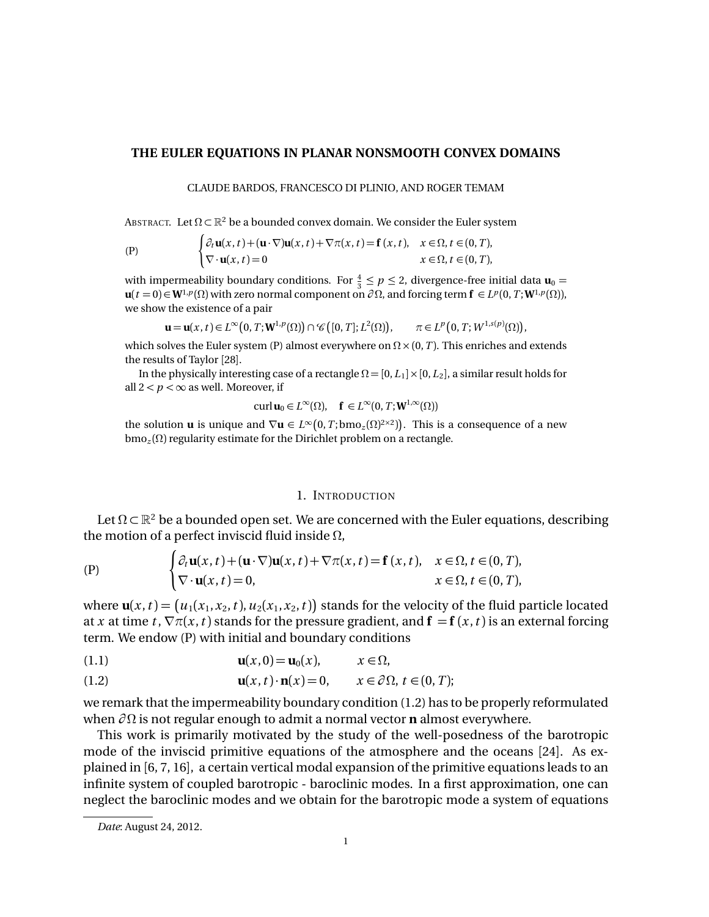# THE EULER EQUATIONS IN PLANAR NONSMOOTH CONVEX DOMAINS

CLAUDE BARDOS, FRANCESCO DI PLINIO, AND ROGER TEMAM

ABSTRACT. Let $\Omega \subset \mathbb{R}^2$ be a bounded convex domain. We consider the Euler system

$$
\text{(P)} \qquad \begin{cases} \partial_t \mathbf{u}(x,t) + (\mathbf{u}\cdot\nabla)\mathbf{u}(x,t) + \nabla\pi(x,t) = \mathbf{f}(x,t), & x\in\Omega, t\in(0,T), \\ \nabla\cdot\mathbf{u}(x,t) = 0 & x\in\Omega, t\in(0,T), \end{cases}
$$

with impermeability boundary conditions. For $\frac{4}{3} \leq p \leq 2$, divergence-free initial data $\mathbf{u}_0 = \mathbf{u}(t=0) \in \mathbf{W}^{1,p}(\Omega)$ with zero normal component on $\partial\Omega$, and forcing term $\mathbf{f} \in L^p(0,T;\mathbf{W}^{1,p}(\Omega))$, we show the existence of a pair

$$
\mathbf{u} = \mathbf{u}(x,t) \in L^\infty\big(0,T;\mathbf{W}^{1,p}(\Omega)\big) \cap \mathscr{C}\big([0,T];L^2(\Omega)\big), \qquad \pi \in L^p\big(0,T;W^{1,s(p)}(\Omega)\big),
$$

which solves the Euler system (P) almost everywhere on $\Omega \times (0,T)$. This enriches and extends the results of Taylor [28].

In the physically interesting case of a rectangle $\Omega = [0,L_1]\times[0,L_2]$, a similar result holds for all $2 < p < \infty$ as well. Moreover, if

$$
\operatorname{curl}\mathbf{u}_0 \in L^\infty(\Omega), \quad \mathbf{f} \in L^\infty(0,T;\mathbf{W}^{1,\infty}(\Omega))
$$

the solution $\mathbf{u}$ is unique and $\nabla\mathbf{u} \in L^\infty\big(0,T;\mathrm{bmo}_z(\Omega)^{2\times2}\big)$. This is a consequence of a new $\mathrm{bmo}_z(\Omega)$ regularity estimate for the Dirichlet problem on a rectangle.

## 1. INTRODUCTION

Let $\Omega \subset \mathbb{R}^2$ be a bounded open set. We are concerned with the Euler equations, describing the motion of a perfect inviscid fluid inside $\Omega$,

$$
\text{(P)} \qquad \begin{cases} \partial_t \mathbf{u}(x,t) + (\mathbf{u}\cdot\nabla)\mathbf{u}(x,t) + \nabla\pi(x,t) = \mathbf{f}(x,t), & x\in\Omega, t\in(0,T), \\ \nabla\cdot\mathbf{u}(x,t) = 0, & x\in\Omega, t\in(0,T), \end{cases}
$$

where $\mathbf{u}(x,t) = \big(u_1(x_1,x_2,t), u_2(x_1,x_2,t)\big)$ stands for the velocity of the fluid particle located at $x$ at time $t$, $\nabla\pi(x,t)$ stands for the pressure gradient, and $\mathbf{f} = \mathbf{f}(x,t)$ is an external forcing term. We endow (P) with initial and boundary conditions

$$
\mathbf{u}(x,0) = \mathbf{u}_0(x), \qquad x\in\Omega, \tag{1.1}
$$

$$
\mathbf{u}(x,t)\cdot\mathbf{n}(x) = 0, \qquad x\in\partial\Omega,\ t\in(0,T); \tag{1.2}
$$

we remark that the impermeability boundary condition (1.2) has to be properly reformulated when $\partial\Omega$ is not regular enough to admit a normal vector $\mathbf{n}$ almost everywhere.

This work is primarily motivated by the study of the well-posedness of the barotropic mode of the inviscid primitive equations of the atmosphere and the oceans [24]. As explained in [6, 7, 16], a certain vertical modal expansion of the primitive equations leads to an infinite system of coupled barotropic - baroclinic modes. In a first approximation, one can neglect the baroclinic modes and we obtain for the barotropic mode a system of equations

*Date*: August 24, 2012.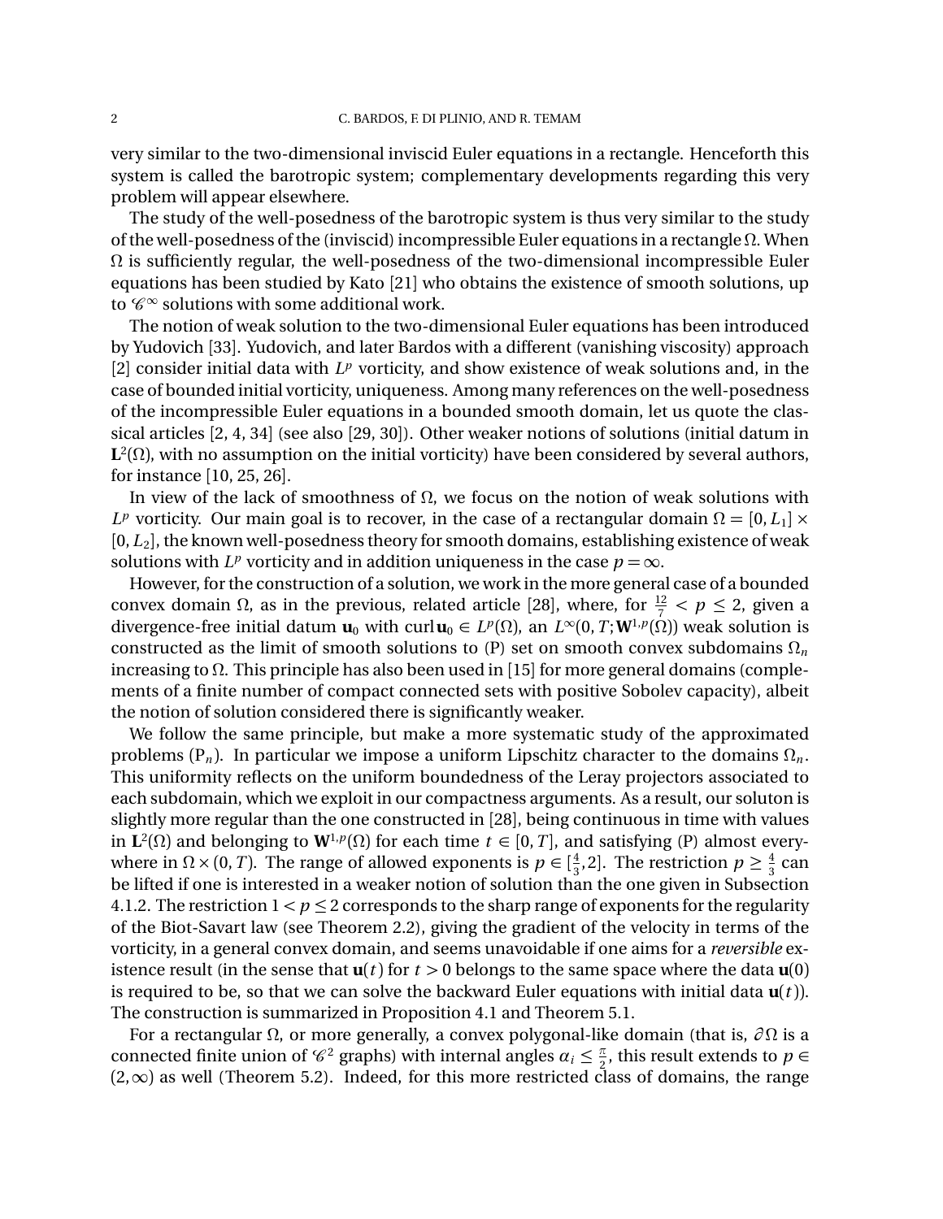very similar to the two-dimensional inviscid Euler equations in a rectangle. Henceforth this system is called the barotropic system; complementary developments regarding this very problem will appear elsewhere.

The study of the well-posedness of the barotropic system is thus very similar to the study of the well-posedness of the (inviscid) incompressible Euler equations in a rectangle $\Omega$. When $\Omega$ is sufficiently regular, the well-posedness of the two-dimensional incompressible Euler equations has been studied by Kato [21] who obtains the existence of smooth solutions, up to $\mathscr{C}^\infty$ solutions with some additional work.

The notion of weak solution to the two-dimensional Euler equations has been introduced by Yudovich [33]. Yudovich, and later Bardos with a different (vanishing viscosity) approach [2] consider initial data with $L^p$ vorticity, and show existence of weak solutions and, in the case of bounded initial vorticity, uniqueness. Among many references on the well-posedness of the incompressible Euler equations in a bounded smooth domain, let us quote the classical articles [2, 4, 34] (see also [29, 30]). Other weaker notions of solutions (initial datum in $\mathbf{L}^2(\Omega)$, with no assumption on the initial vorticity) have been considered by several authors, for instance [10, 25, 26].

In view of the lack of smoothness of $\Omega$, we focus on the notion of weak solutions with $L^p$ vorticity. Our main goal is to recover, in the case of a rectangular domain $\Omega = [0, L_1] \times [0, L_2]$, the known well-posedness theory for smooth domains, establishing existence of weak solutions with $L^p$ vorticity and in addition uniqueness in the case $p = \infty$.

However, for the construction of a solution, we work in the more general case of a bounded convex domain $\Omega$, as in the previous, related article [28], where, for $\frac{12}{7} < p \leq 2$, given a divergence-free initial datum $\mathbf{u}_0$ with $\operatorname{curl} \mathbf{u}_0 \in L^p(\Omega)$, an $L^\infty(0, T; \mathbf{W}^{1,p}(\Omega))$ weak solution is constructed as the limit of smooth solutions to (P) set on smooth convex subdomains $\Omega_n$ increasing to $\Omega$. This principle has also been used in [15] for more general domains (complements of a finite number of compact connected sets with positive Sobolev capacity), albeit the notion of solution considered there is significantly weaker.

We follow the same principle, but make a more systematic study of the approximated problems ($\mathrm{P}_n$). In particular we impose a uniform Lipschitz character to the domains $\Omega_n$. This uniformity reflects on the uniform boundedness of the Leray projectors associated to each subdomain, which we exploit in our compactness arguments. As a result, our soluton is slightly more regular than the one constructed in [28], being continuous in time with values in $\mathbf{L}^2(\Omega)$ and belonging to $\mathbf{W}^{1,p}(\Omega)$ for each time $t \in [0, T]$, and satisfying (P) almost everywhere in $\Omega \times (0, T)$. The range of allowed exponents is $p \in [\frac{4}{3}, 2]$. The restriction $p \geq \frac{4}{3}$ can be lifted if one is interested in a weaker notion of solution than the one given in Subsection 4.1.2. The restriction $1 < p \leq 2$ corresponds to the sharp range of exponents for the regularity of the Biot-Savart law (see Theorem 2.2), giving the gradient of the velocity in terms of the vorticity, in a general convex domain, and seems unavoidable if one aims for a *reversible* existence result (in the sense that $\mathbf{u}(t)$ for $t > 0$ belongs to the same space where the data $\mathbf{u}(0)$ is required to be, so that we can solve the backward Euler equations with initial data $\mathbf{u}(t)$). The construction is summarized in Proposition 4.1 and Theorem 5.1.

For a rectangular $\Omega$, or more generally, a convex polygonal-like domain (that is, $\partial\Omega$ is a connected finite union of $\mathscr{C}^2$ graphs) with internal angles $\alpha_i \leq \frac{\pi}{2}$, this result extends to $p \in (2, \infty)$ as well (Theorem 5.2). Indeed, for this more restricted class of domains, the range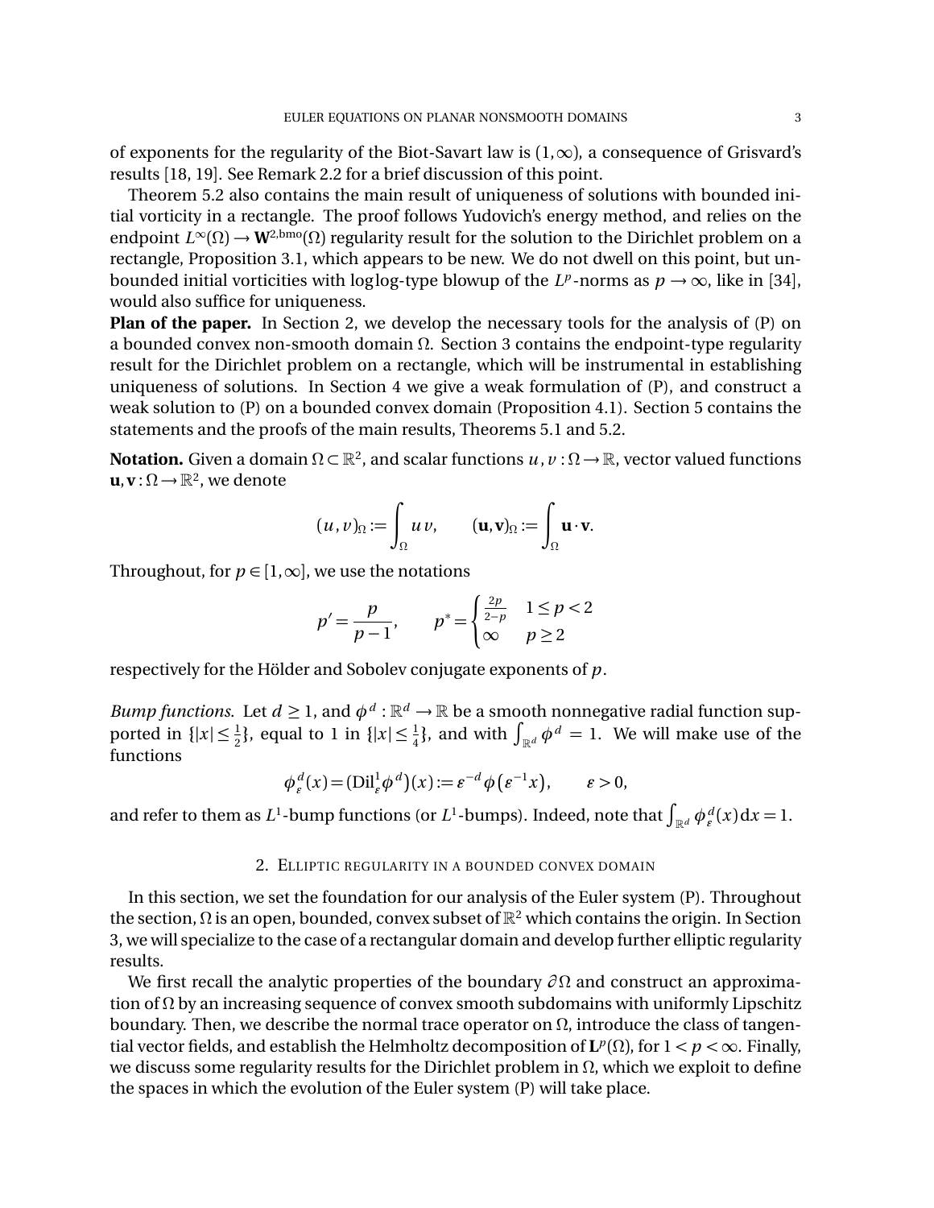of exponents for the regularity of the Biot-Savart law is $(1,\infty)$, a consequence of Grisvard's results [18, 19]. See Remark 2.2 for a brief discussion of this point.

Theorem 5.2 also contains the main result of uniqueness of solutions with bounded initial vorticity in a rectangle. The proof follows Yudovich's energy method, and relies on the endpoint $L^\infty(\Omega) \to \mathbf{W}^{2,\mathrm{bmo}}(\Omega)$ regularity result for the solution to the Dirichlet problem on a rectangle, Proposition 3.1, which appears to be new. We do not dwell on this point, but unbounded initial vorticities with loglog-type blowup of the $L^p$-norms as $p \to \infty$, like in [34], would also suffice for uniqueness.

**Plan of the paper.** In Section 2, we develop the necessary tools for the analysis of (P) on a bounded convex non-smooth domain $\Omega$. Section 3 contains the endpoint-type regularity result for the Dirichlet problem on a rectangle, which will be instrumental in establishing uniqueness of solutions. In Section 4 we give a weak formulation of (P), and construct a weak solution to (P) on a bounded convex domain (Proposition 4.1). Section 5 contains the statements and the proofs of the main results, Theorems 5.1 and 5.2.

**Notation.** Given a domain $\Omega \subset \mathbb{R}^2$, and scalar functions $u, v : \Omega \to \mathbb{R}$, vector valued functions $\mathbf{u}, \mathbf{v} : \Omega \to \mathbb{R}^2$, we denote

$$(u,v)_\Omega := \int_\Omega u\,v, \qquad (\mathbf{u},\mathbf{v})_\Omega := \int_\Omega \mathbf{u}\cdot\mathbf{v}.$$

Throughout, for $p \in [1,\infty]$, we use the notations

$$p' = \frac{p}{p-1}, \qquad p^* = \begin{cases} \frac{2p}{2-p} & 1 \le p < 2 \\ \infty & p \ge 2 \end{cases}$$

respectively for the Hölder and Sobolev conjugate exponents of $p$.

*Bump functions.* Let $d \ge 1$, and $\phi^d : \mathbb{R}^d \to \mathbb{R}$ be a smooth nonnegative radial function supported in $\{|x| \le \frac{1}{2}\}$, equal to 1 in $\{|x| \le \frac{1}{4}\}$, and with $\int_{\mathbb{R}^d} \phi^d = 1$. We will make use of the functions

$$\phi^d_\varepsilon(x) = (\mathrm{Dil}^1_\varepsilon \phi^d)(x) := \varepsilon^{-d}\phi\big(\varepsilon^{-1}x\big), \qquad \varepsilon > 0,$$

and refer to them as $L^1$-bump functions (or $L^1$-bumps). Indeed, note that $\int_{\mathbb{R}^d} \phi^d_\varepsilon(x)\,\mathrm{d}x = 1$.

## 2. Elliptic regularity in a bounded convex domain

In this section, we set the foundation for our analysis of the Euler system (P). Throughout the section, $\Omega$ is an open, bounded, convex subset of $\mathbb{R}^2$ which contains the origin. In Section 3, we will specialize to the case of a rectangular domain and develop further elliptic regularity results.

We first recall the analytic properties of the boundary $\partial\Omega$ and construct an approximation of $\Omega$ by an increasing sequence of convex smooth subdomains with uniformly Lipschitz boundary. Then, we describe the normal trace operator on $\Omega$, introduce the class of tangential vector fields, and establish the Helmholtz decomposition of $\mathbf{L}^p(\Omega)$, for $1 < p < \infty$. Finally, we discuss some regularity results for the Dirichlet problem in $\Omega$, which we exploit to define the spaces in which the evolution of the Euler system (P) will take place.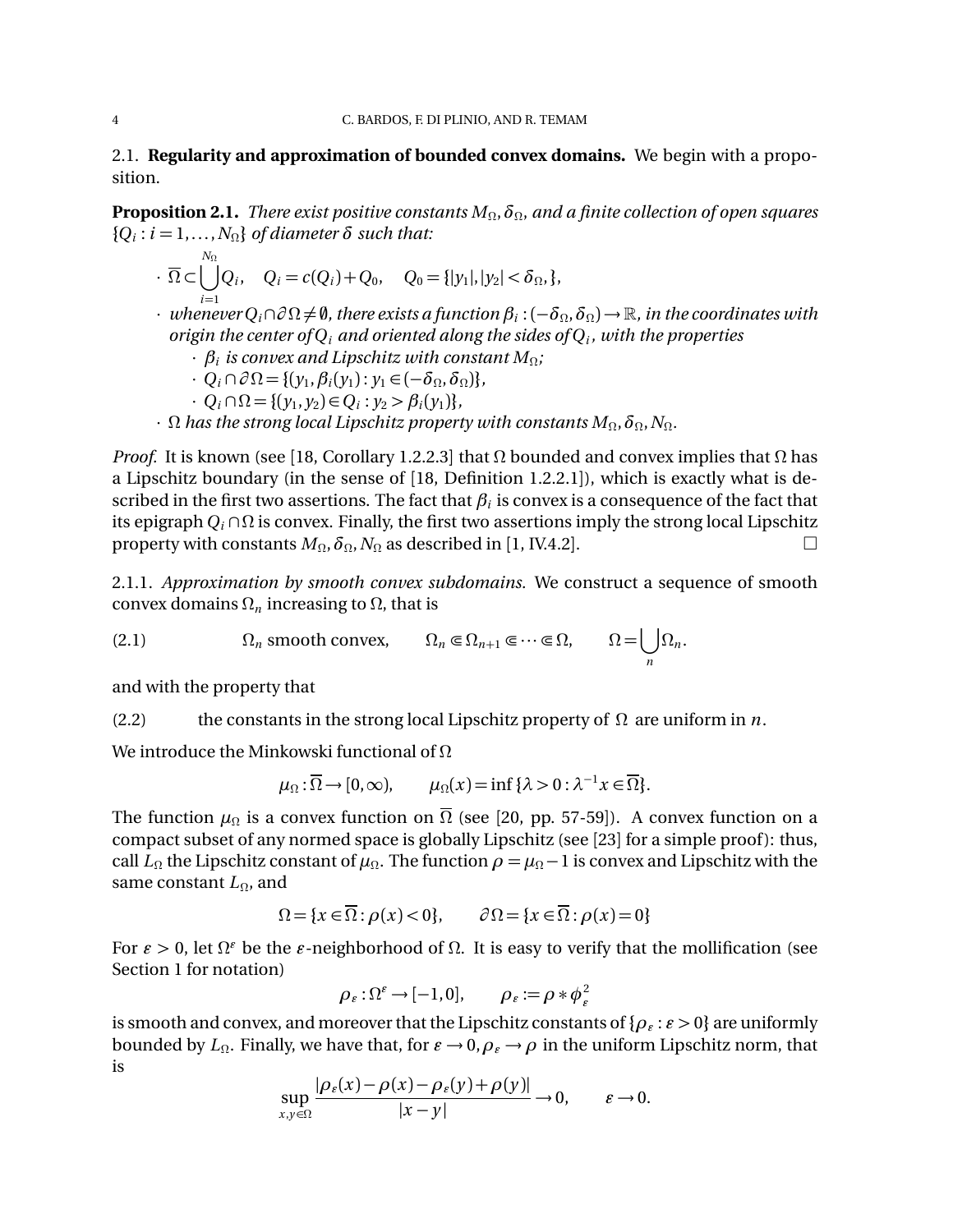### 2.1. **Regularity and approximation of bounded convex domains.**

We begin with a proposition.

**Proposition 2.1.** *There exist positive constants $M_\Omega, \delta_\Omega$, and a finite collection of open squares $\{Q_i : i = 1, \dots, N_\Omega\}$ of diameter $\delta$ such that:*

- $\overline{\Omega} \subset \bigcup_{i=1}^{N_\Omega} Q_i, \quad Q_i = c(Q_i) + Q_0, \quad Q_0 = \{|y_1|, |y_2| < \delta_\Omega, \},$
- *whenever $Q_i \cap \partial\Omega \neq \emptyset$, there exists a function $\beta_i : (-\delta_\Omega, \delta_\Omega) \to \mathbb{R}$, in the coordinates with origin the center of $Q_i$ and oriented along the sides of $Q_i$, with the properties*
  - *$\beta_i$ is convex and Lipschitz with constant $M_\Omega$;*
  - $Q_i \cap \partial\Omega = \{(y_1, \beta_i(y_1)) : y_1 \in (-\delta_\Omega, \delta_\Omega)\}$,
  - $Q_i \cap \Omega = \{(y_1, y_2) \in Q_i : y_2 > \beta_i(y_1)\}$,
- *$\Omega$ has the strong local Lipschitz property with constants $M_\Omega, \delta_\Omega, N_\Omega$.*

*Proof.* It is known (see [18, Corollary 1.2.2.3] that $\Omega$ bounded and convex implies that $\Omega$ has a Lipschitz boundary (in the sense of [18, Definition 1.2.2.1]), which is exactly what is described in the first two assertions. The fact that $\beta_i$ is convex is a consequence of the fact that its epigraph $Q_i \cap \Omega$ is convex. Finally, the first two assertions imply the strong local Lipschitz property with constants $M_\Omega, \delta_\Omega, N_\Omega$ as described in [1, IV.4.2]. □

#### 2.1.1. *Approximation by smooth convex subdomains.*

We construct a sequence of smooth convex domains $\Omega_n$ increasing to $\Omega$, that is

$$\Omega_n \text{ smooth convex}, \qquad \Omega_n \Subset \Omega_{n+1} \Subset \dots \Subset \Omega, \qquad \Omega = \bigcup_n \Omega_n. \tag{2.1}$$

and with the property that

$$\text{the constants in the strong local Lipschitz property of } \Omega \text{ are uniform in } n. \tag{2.2}$$

We introduce the Minkowski functional of $\Omega$

$$\mu_\Omega : \overline{\Omega} \to [0, \infty), \qquad \mu_\Omega(x) = \inf\{\lambda > 0 : \lambda^{-1}x \in \overline{\Omega}\}.$$

The function $\mu_\Omega$ is a convex function on $\overline{\Omega}$ (see [20, pp. 57-59]). A convex function on a compact subset of any normed space is globally Lipschitz (see [23] for a simple proof): thus, call $L_\Omega$ the Lipschitz constant of $\mu_\Omega$. The function $\rho = \mu_\Omega - 1$ is convex and Lipschitz with the same constant $L_\Omega$, and

$$\Omega = \{x \in \overline{\Omega} : \rho(x) < 0\}, \qquad \partial\Omega = \{x \in \overline{\Omega} : \rho(x) = 0\}$$

For $\varepsilon > 0$, let $\Omega^\varepsilon$ be the $\varepsilon$-neighborhood of $\Omega$. It is easy to verify that the mollification (see Section 1 for notation)

$$\rho_\varepsilon : \Omega^\varepsilon \to [-1, 0], \qquad \rho_\varepsilon := \rho * \phi_\varepsilon^2$$

is smooth and convex, and moreover that the Lipschitz constants of $\{\rho_\varepsilon : \varepsilon > 0\}$ are uniformly bounded by $L_\Omega$. Finally, we have that, for $\varepsilon \to 0, \rho_\varepsilon \to \rho$ in the uniform Lipschitz norm, that is

$$\sup_{x,y \in \Omega} \frac{|\rho_\varepsilon(x) - \rho(x) - \rho_\varepsilon(y) + \rho(y)|}{|x - y|} \to 0, \qquad \varepsilon \to 0.$$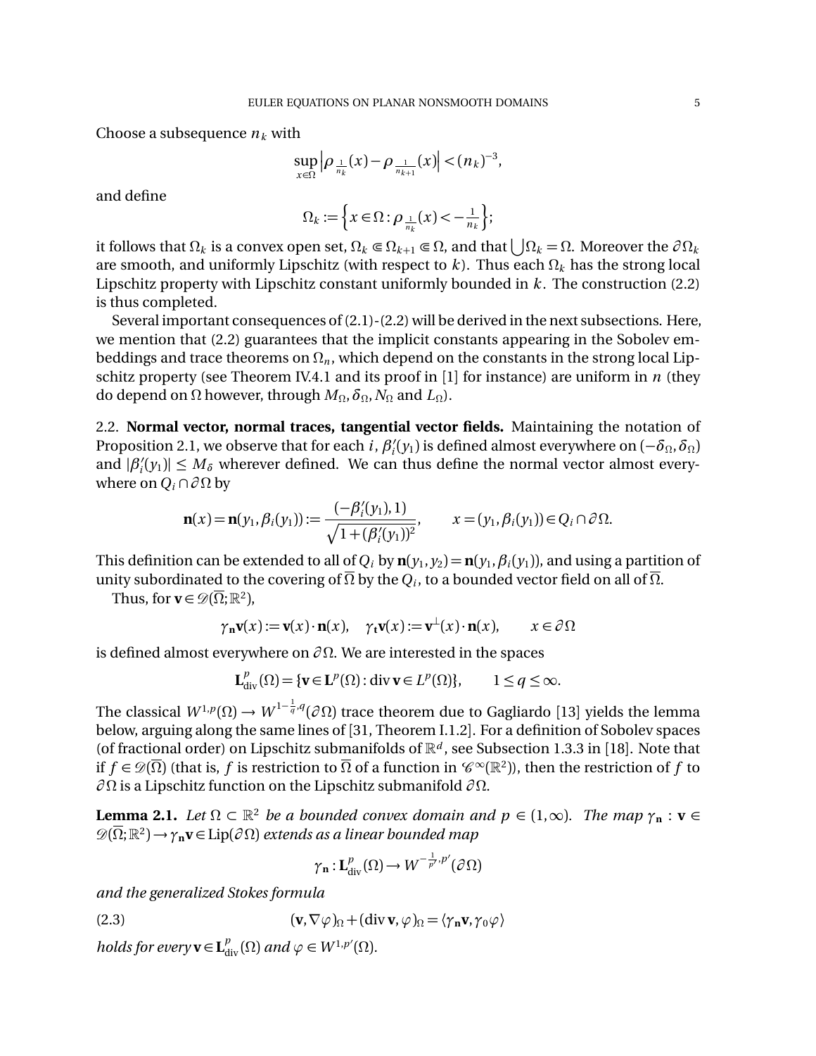Choose a subsequence $n_k$ with

$$\sup_{x\in\Omega}\left|\rho_{\frac{1}{n_k}}(x)-\rho_{\frac{1}{n_{k+1}}}(x)\right|<(n_k)^{-3},$$

and define

$$\Omega_k:=\left\{x\in\Omega:\rho_{\frac{1}{n_k}}(x)<-\tfrac{1}{n_k}\right\};$$

it follows that $\Omega_k$ is a convex open set, $\Omega_k\Subset\Omega_{k+1}\Subset\Omega$, and that $\bigcup\Omega_k=\Omega$. Moreover the $\partial\Omega_k$ are smooth, and uniformly Lipschitz (with respect to $k$). Thus each $\Omega_k$ has the strong local Lipschitz property with Lipschitz constant uniformly bounded in $k$. The construction (2.2) is thus completed.

Several important consequences of (2.1)-(2.2) will be derived in the next subsections. Here, we mention that (2.2) guarantees that the implicit constants appearing in the Sobolev embeddings and trace theorems on $\Omega_n$, which depend on the constants in the strong local Lipschitz property (see Theorem IV.4.1 and its proof in [1] for instance) are uniform in $n$ (they do depend on $\Omega$ however, through $M_\Omega,\delta_\Omega,N_\Omega$ and $L_\Omega$).

2.2. **Normal vector, normal traces, tangential vector fields.** Maintaining the notation of Proposition 2.1, we observe that for each $i$, $\beta_i'(y_1)$ is defined almost everywhere on $(-\delta_\Omega,\delta_\Omega)$ and $|\beta_i'(y_1)|\le M_\delta$ wherever defined. We can thus define the normal vector almost everywhere on $Q_i\cap\partial\Omega$ by

$$\mathbf{n}(x)=\mathbf{n}(y_1,\beta_i(y_1)):=\frac{(-\beta_i'(y_1),1)}{\sqrt{1+(\beta_i'(y_1))^2}},\qquad x=(y_1,\beta_i(y_1))\in Q_i\cap\partial\Omega.$$

This definition can be extended to all of $Q_i$ by $\mathbf{n}(y_1,y_2)=\mathbf{n}(y_1,\beta_i(y_1))$, and using a partition of unity subordinated to the covering of $\overline{\Omega}$ by the $Q_i$, to a bounded vector field on all of $\overline{\Omega}$.

Thus, for $\mathbf{v}\in\mathscr{D}(\overline{\Omega};\mathbb{R}^2)$,

$$\gamma_{\mathbf{n}}\mathbf{v}(x):=\mathbf{v}(x)\cdot\mathbf{n}(x),\quad \gamma_{\mathbf{t}}\mathbf{v}(x):=\mathbf{v}^\perp(x)\cdot\mathbf{n}(x),\qquad x\in\partial\Omega$$

is defined almost everywhere on $\partial\Omega$. We are interested in the spaces

$$\mathbf{L}^p_{\mathrm{div}}(\Omega)=\{\mathbf{v}\in\mathbf{L}^p(\Omega):\operatorname{div}\mathbf{v}\in L^p(\Omega)\},\qquad 1\le q\le\infty.$$

The classical $W^{1,p}(\Omega)\to W^{1-\frac{1}{q},q}(\partial\Omega)$ trace theorem due to Gagliardo [13] yields the lemma below, arguing along the same lines of [31, Theorem I.1.2]. For a definition of Sobolev spaces (of fractional order) on Lipschitz submanifolds of $\mathbb{R}^d$, see Subsection 1.3.3 in [18]. Note that if $f\in\mathscr{D}(\overline{\Omega})$ (that is, $f$ is restriction to $\overline{\Omega}$ of a function in $\mathscr{C}^\infty(\mathbb{R}^2)$), then the restriction of $f$ to $\partial\Omega$ is a Lipschitz function on the Lipschitz submanifold $\partial\Omega$.

**Lemma 2.1.** *Let $\Omega\subset\mathbb{R}^2$ be a bounded convex domain and $p\in(1,\infty)$. The map $\gamma_{\mathbf{n}}:\mathbf{v}\in\mathscr{D}(\overline{\Omega};\mathbb{R}^2)\to\gamma_{\mathbf{n}}\mathbf{v}\in\mathrm{Lip}(\partial\Omega)$ extends as a linear bounded map*

$$\gamma_{\mathbf{n}}:\mathbf{L}^p_{\mathrm{div}}(\Omega)\to W^{-\frac{1}{p'},p'}(\partial\Omega)$$

*and the generalized Stokes formula*

$$(\mathbf{v},\nabla\varphi)_\Omega+(\operatorname{div}\mathbf{v},\varphi)_\Omega=\langle\gamma_{\mathbf{n}}\mathbf{v},\gamma_0\varphi\rangle \tag{2.3}$$

*holds for every $\mathbf{v}\in\mathbf{L}^p_{\mathrm{div}}(\Omega)$ and $\varphi\in W^{1,p'}(\Omega)$.*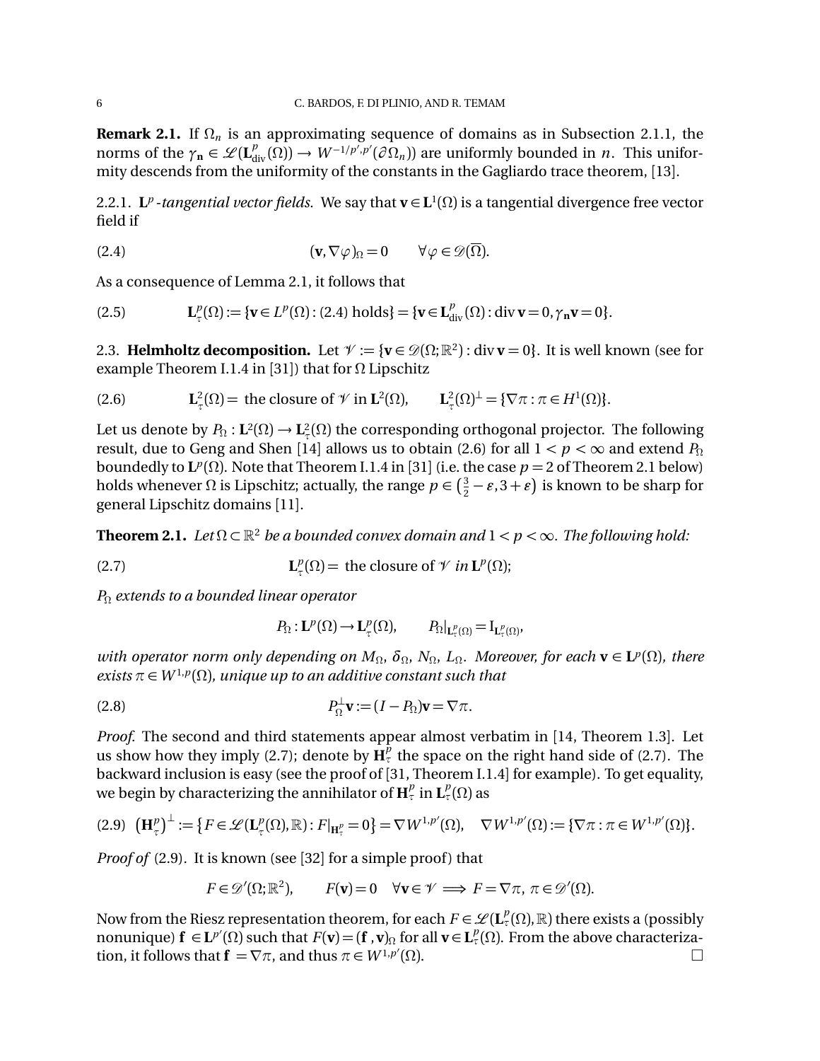**Remark 2.1.** If $\Omega_n$ is an approximating sequence of domains as in Subsection 2.1.1, the norms of the $\gamma_{\mathbf{n}} \in \mathscr{L}(\mathbf{L}^p_{\mathrm{div}}(\Omega)) \to W^{-1/p',p'}(\partial\Omega_n))$ are uniformly bounded in $n$. This uniformity descends from the uniformity of the constants in the Gagliardo trace theorem, [13].

2.2.1. $\mathbf{L}^p$*-tangential vector fields.* We say that $\mathbf{v} \in \mathbf{L}^1(\Omega)$ is a tangential divergence free vector field if

$$(\mathbf{v}, \nabla\varphi)_\Omega = 0 \qquad \forall \varphi \in \mathscr{D}(\overline{\Omega}). \tag{2.4}$$

As a consequence of Lemma 2.1, it follows that

$$\mathbf{L}^p_\tau(\Omega) := \{\mathbf{v} \in L^p(\Omega) : (2.4) \text{ holds}\} = \{\mathbf{v} \in \mathbf{L}^p_{\mathrm{div}}(\Omega) : \operatorname{div}\mathbf{v} = 0, \gamma_{\mathbf{n}}\mathbf{v} = 0\}. \tag{2.5}$$

2.3. **Helmholtz decomposition.** Let $\mathscr{V} := \{\mathbf{v} \in \mathscr{D}(\Omega; \mathbb{R}^2) : \operatorname{div}\mathbf{v} = 0\}$. It is well known (see for example Theorem I.1.4 in [31]) that for $\Omega$ Lipschitz

$$\mathbf{L}^2_\tau(\Omega) = \text{ the closure of } \mathscr{V} \text{ in } \mathbf{L}^2(\Omega), \qquad \mathbf{L}^2_\tau(\Omega)^\perp = \{\nabla\pi : \pi \in H^1(\Omega)\}. \tag{2.6}$$

Let us denote by $P_\Omega : \mathbf{L}^2(\Omega) \to \mathbf{L}^2_\tau(\Omega)$ the corresponding orthogonal projector. The following result, due to Geng and Shen [14] allows us to obtain (2.6) for all $1 < p < \infty$ and extend $P_\Omega$ boundedly to $\mathbf{L}^p(\Omega)$. Note that Theorem I.1.4 in [31] (i.e. the case $p = 2$ of Theorem 2.1 below) holds whenever $\Omega$ is Lipschitz; actually, the range $p \in \left(\frac{3}{2} - \varepsilon, 3 + \varepsilon\right)$ is known to be sharp for general Lipschitz domains [11].

**Theorem 2.1.** *Let $\Omega \subset \mathbb{R}^2$ be a bounded convex domain and $1 < p < \infty$. The following hold:*

$$\mathbf{L}^p_\tau(\Omega) = \text{ the closure of } \mathscr{V} \textit{ in } \mathbf{L}^p(\Omega); \tag{2.7}$$

*$P_\Omega$ extends to a bounded linear operator*

$$P_\Omega : \mathbf{L}^p(\Omega) \to \mathbf{L}^p_\tau(\Omega), \qquad P_\Omega|_{\mathbf{L}^p_\tau(\Omega)} = \mathrm{I}_{\mathbf{L}^p_\tau(\Omega)},$$

*with operator norm only depending on $M_\Omega$, $\delta_\Omega$, $N_\Omega$, $L_\Omega$. Moreover, for each $\mathbf{v} \in \mathbf{L}^p(\Omega)$, there exists $\pi \in W^{1,p}(\Omega)$, unique up to an additive constant such that*

$$P^\perp_\Omega \mathbf{v} := (I - P_\Omega)\mathbf{v} = \nabla\pi. \tag{2.8}$$

*Proof.* The second and third statements appear almost verbatim in [14, Theorem 1.3]. Let us show how they imply (2.7); denote by $\mathbf{H}^p_\tau$ the space on the right hand side of (2.7). The backward inclusion is easy (see the proof of [31, Theorem I.1.4] for example). To get equality, we begin by characterizing the annihilator of $\mathbf{H}^p_\tau$ in $\mathbf{L}^p_\tau(\Omega)$ as

$$\left(\mathbf{H}^p_\tau\right)^\perp := \left\{F \in \mathscr{L}(\mathbf{L}^p_\tau(\Omega), \mathbb{R}) : F|_{\mathbf{H}^p_\tau} = 0\right\} = \nabla W^{1,p'}(\Omega), \quad \nabla W^{1,p'}(\Omega) := \{\nabla\pi : \pi \in W^{1,p'}(\Omega)\}. \tag{2.9}$$

*Proof of* (2.9). It is known (see [32] for a simple proof) that

$$F \in \mathscr{D}'(\Omega; \mathbb{R}^2), \qquad F(\mathbf{v}) = 0 \quad \forall \mathbf{v} \in \mathscr{V} \implies F = \nabla\pi, \ \pi \in \mathscr{D}'(\Omega).$$

Now from the Riesz representation theorem, for each $F \in \mathscr{L}(\mathbf{L}^p_\tau(\Omega), \mathbb{R})$ there exists a (possibly nonunique) $\mathbf{f} \in \mathbf{L}^{p'}(\Omega)$ such that $F(\mathbf{v}) = (\mathbf{f}, \mathbf{v})_\Omega$ for all $\mathbf{v} \in \mathbf{L}^p_\tau(\Omega)$. From the above characterization, it follows that $\mathbf{f} = \nabla\pi$, and thus $\pi \in W^{1,p'}(\Omega)$. □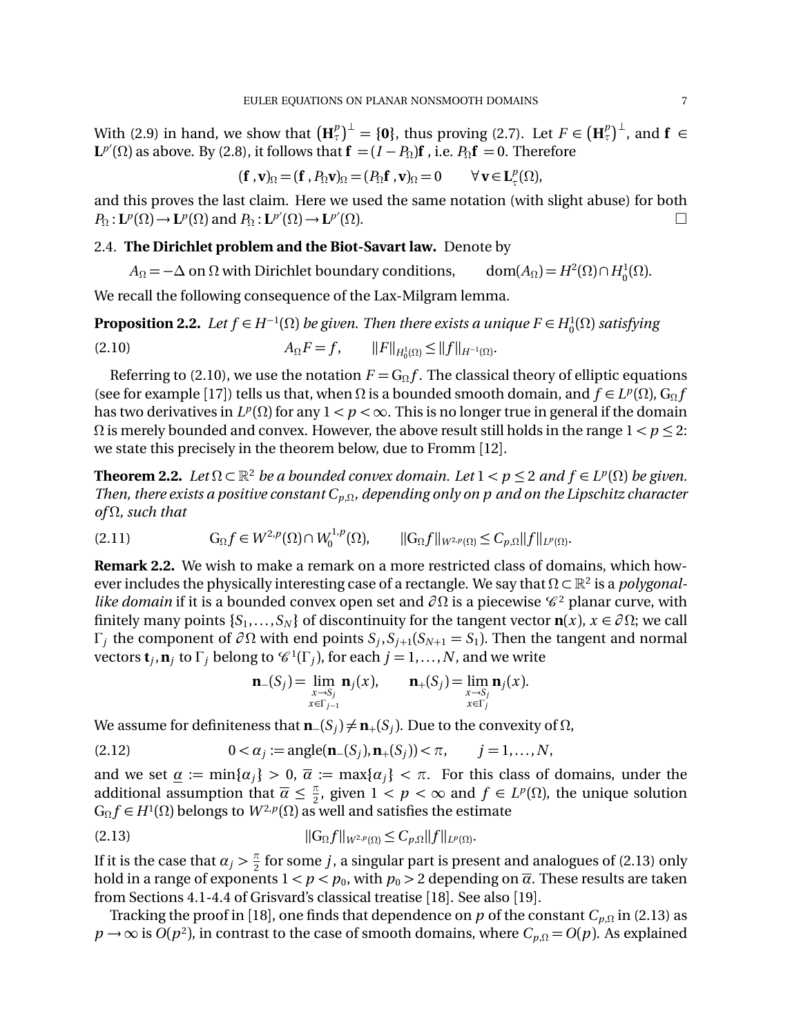With (2.9) in hand, we show that $\left(\mathbf{H}^p_\tau\right)^\perp = \{\mathbf{0}\}$, thus proving (2.7). Let $F \in \left(\mathbf{H}^p_\tau\right)^\perp$, and $\mathbf{f} \in \mathbf{L}^{p'}(\Omega)$ as above. By (2.8), it follows that $\mathbf{f} = (I - P_\Omega)\mathbf{f}$, i.e. $P_\Omega \mathbf{f} = 0$. Therefore

$$(\mathbf{f}, \mathbf{v})_\Omega = (\mathbf{f}, P_\Omega \mathbf{v})_\Omega = (P_\Omega \mathbf{f}, \mathbf{v})_\Omega = 0 \qquad \forall\, \mathbf{v} \in \mathbf{L}^p_\tau(\Omega),$$

and this proves the last claim. Here we used the same notation (with slight abuse) for both $P_\Omega : \mathbf{L}^p(\Omega) \to \mathbf{L}^p(\Omega)$ and $P_\Omega : \mathbf{L}^{p'}(\Omega) \to \mathbf{L}^{p'}(\Omega)$. $\square$

### 2.4. The Dirichlet problem and the Biot-Savart law.

Denote by

$$A_\Omega = -\Delta \text{ on } \Omega \text{ with Dirichlet boundary conditions,} \qquad \mathrm{dom}(A_\Omega) = H^2(\Omega) \cap H^1_0(\Omega).$$

We recall the following consequence of the Lax-Milgram lemma.

**Proposition 2.2.** *Let $f \in H^{-1}(\Omega)$ be given. Then there exists a unique $F \in H^1_0(\Omega)$ satisfying*

$$A_\Omega F = f, \qquad \|F\|_{H^1_0(\Omega)} \le \|f\|_{H^{-1}(\Omega)}. \tag{2.10}$$

Referring to (2.10), we use the notation $F = \mathrm{G}_\Omega f$. The classical theory of elliptic equations (see for example [17]) tells us that, when $\Omega$ is a bounded smooth domain, and $f \in L^p(\Omega)$, $\mathrm{G}_\Omega f$ has two derivatives in $L^p(\Omega)$ for any $1 < p < \infty$. This is no longer true in general if the domain $\Omega$ is merely bounded and convex. However, the above result still holds in the range $1 < p \le 2$: we state this precisely in the theorem below, due to Fromm [12].

**Theorem 2.2.** *Let $\Omega \subset \mathbb{R}^2$ be a bounded convex domain. Let $1 < p \le 2$ and $f \in L^p(\Omega)$ be given. Then, there exists a positive constant $C_{p,\Omega}$, depending only on $p$ and on the Lipschitz character of $\Omega$, such that*

$$\mathrm{G}_\Omega f \in W^{2,p}(\Omega) \cap W^{1,p}_0(\Omega), \qquad \|\mathrm{G}_\Omega f\|_{W^{2,p}(\Omega)} \le C_{p,\Omega} \|f\|_{L^p(\Omega)}. \tag{2.11}$$

**Remark 2.2.** We wish to make a remark on a more restricted class of domains, which however includes the physically interesting case of a rectangle. We say that $\Omega \subset \mathbb{R}^2$ is a *polygonal-like domain* if it is a bounded convex open set and $\partial\Omega$ is a piecewise $\mathscr{C}^2$ planar curve, with finitely many points $\{S_1, \ldots, S_N\}$ of discontinuity for the tangent vector $\mathbf{n}(x)$, $x \in \partial\Omega$; we call $\Gamma_j$ the component of $\partial\Omega$ with end points $S_j, S_{j+1} (S_{N+1} = S_1)$. Then the tangent and normal vectors $\mathbf{t}_j, \mathbf{n}_j$ to $\Gamma_j$ belong to $\mathscr{C}^1(\Gamma_j)$, for each $j = 1, \ldots, N$, and we write

$$\mathbf{n}_-(S_j) = \lim_{\substack{x \to S_j \\ x \in \Gamma_{j-1}}} \mathbf{n}_j(x), \qquad \mathbf{n}_+(S_j) = \lim_{\substack{x \to S_j \\ x \in \Gamma_j}} \mathbf{n}_j(x).$$

We assume for definiteness that $\mathbf{n}_-(S_j) \ne \mathbf{n}_+(S_j)$. Due to the convexity of $\Omega$,

$$0 < \alpha_j := \mathrm{angle}(\mathbf{n}_-(S_j), \mathbf{n}_+(S_j)) < \pi, \qquad j = 1, \ldots, N, \tag{2.12}$$

and we set $\underline{\alpha} := \min\{\alpha_j\} > 0$, $\overline{\alpha} := \max\{\alpha_j\} < \pi$. For this class of domains, under the additional assumption that $\overline{\alpha} \le \frac{\pi}{2}$, given $1 < p < \infty$ and $f \in L^p(\Omega)$, the unique solution $\mathrm{G}_\Omega f \in H^1(\Omega)$ belongs to $W^{2,p}(\Omega)$ as well and satisfies the estimate

$$\|\mathrm{G}_\Omega f\|_{W^{2,p}(\Omega)} \le C_{p,\Omega} \|f\|_{L^p(\Omega)}. \tag{2.13}$$

If it is the case that $\alpha_j > \frac{\pi}{2}$ for some $j$, a singular part is present and analogues of (2.13) only hold in a range of exponents $1 < p < p_0$, with $p_0 > 2$ depending on $\overline{\alpha}$. These results are taken from Sections 4.1-4.4 of Grisvard's classical treatise [18]. See also [19].

Tracking the proof in [18], one finds that dependence on $p$ of the constant $C_{p,\Omega}$ in (2.13) as $p \to \infty$ is $O(p^2)$, in contrast to the case of smooth domains, where $C_{p,\Omega} = O(p)$. As explained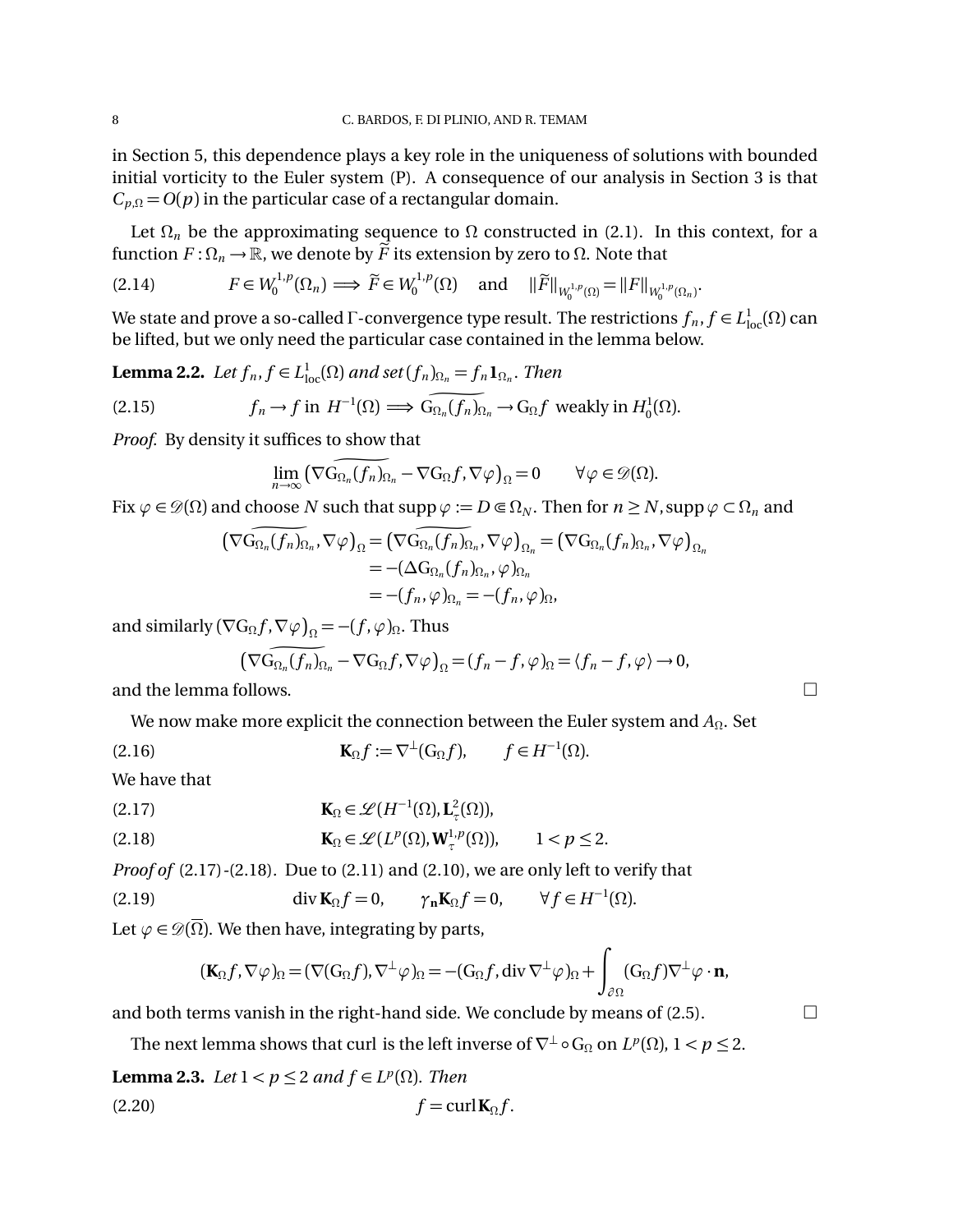in Section 5, this dependence plays a key role in the uniqueness of solutions with bounded initial vorticity to the Euler system (P). A consequence of our analysis in Section 3 is that $C_{p,\Omega} = O(p)$ in the particular case of a rectangular domain.

Let $\Omega_n$ be the approximating sequence to $\Omega$ constructed in (2.1). In this context, for a function $F : \Omega_n \to \mathbb{R}$, we denote by $\widetilde{F}$ its extension by zero to $\Omega$. Note that

$$F \in W_0^{1,p}(\Omega_n) \implies \widetilde{F} \in W_0^{1,p}(\Omega) \quad \text{and} \quad \|\widetilde{F}\|_{W_0^{1,p}(\Omega)} = \|F\|_{W_0^{1,p}(\Omega_n)}. \tag{2.14}$$

We state and prove a so-called $\Gamma$-convergence type result. The restrictions $f_n, f \in L^1_{\mathrm{loc}}(\Omega)$ can be lifted, but we only need the particular case contained in the lemma below.

**Lemma 2.2.** *Let $f_n, f \in L^1_{\mathrm{loc}}(\Omega)$ and set $(f_n)_{\Omega_n} = f_n \mathbf{1}_{\Omega_n}$. Then*

$$f_n \to f \text{ in } H^{-1}(\Omega) \implies \widetilde{\mathrm{G}_{\Omega_n}(f_n)_{\Omega_n}} \to \mathrm{G}_\Omega f \text{ weakly in } H_0^1(\Omega). \tag{2.15}$$

*Proof.* By density it suffices to show that

$$\lim_{n\to\infty} \left(\nabla \widetilde{\mathrm{G}_{\Omega_n}(f_n)_{\Omega_n}} - \nabla \mathrm{G}_\Omega f, \nabla \varphi\right)_\Omega = 0 \qquad \forall \varphi \in \mathscr{D}(\Omega).$$

Fix $\varphi \in \mathscr{D}(\Omega)$ and choose $N$ such that $\operatorname{supp} \varphi := D \Subset \Omega_N$. Then for $n \geq N$, $\operatorname{supp} \varphi \subset \Omega_n$ and

$$\begin{aligned}
\left(\nabla \widetilde{\mathrm{G}_{\Omega_n}(f_n)_{\Omega_n}}, \nabla \varphi\right)_\Omega &= \left(\nabla \widetilde{\mathrm{G}_{\Omega_n}(f_n)_{\Omega_n}}, \nabla \varphi\right)_{\Omega_n} = \left(\nabla \mathrm{G}_{\Omega_n}(f_n)_{\Omega_n}, \nabla \varphi\right)_{\Omega_n} \\
&= -(\Delta \mathrm{G}_{\Omega_n}(f_n)_{\Omega_n}, \varphi)_{\Omega_n} \\
&= -(f_n, \varphi)_{\Omega_n} = -(f_n, \varphi)_\Omega,
\end{aligned}$$

and similarly $\left(\nabla \mathrm{G}_\Omega f, \nabla \varphi\right)_\Omega = -(f, \varphi)_\Omega$. Thus

$$\left(\nabla \widetilde{\mathrm{G}_{\Omega_n}(f_n)_{\Omega_n}} - \nabla \mathrm{G}_\Omega f, \nabla \varphi\right)_\Omega = (f_n - f, \varphi)_\Omega = \langle f_n - f, \varphi \rangle \to 0,$$

and the lemma follows. $\square$

We now make more explicit the connection between the Euler system and $A_\Omega$. Set

$$\mathbf{K}_\Omega f := \nabla^\perp(\mathrm{G}_\Omega f), \qquad f \in H^{-1}(\Omega). \tag{2.16}$$

We have that

$$\mathbf{K}_\Omega \in \mathscr{L}(H^{-1}(\Omega), \mathbf{L}^2_\tau(\Omega)), \tag{2.17}$$

$$\mathbf{K}_\Omega \in \mathscr{L}(L^p(\Omega), \mathbf{W}^{1,p}_\tau(\Omega)), \qquad 1 < p \leq 2. \tag{2.18}$$

*Proof of* (2.17)-(2.18). Due to (2.11) and (2.10), we are only left to verify that

$$\operatorname{div} \mathbf{K}_\Omega f = 0, \qquad \gamma_{\mathbf{n}} \mathbf{K}_\Omega f = 0, \qquad \forall f \in H^{-1}(\Omega). \tag{2.19}$$

Let $\varphi \in \mathscr{D}(\overline{\Omega})$. We then have, integrating by parts,

$$(\mathbf{K}_\Omega f, \nabla \varphi)_\Omega = (\nabla(\mathrm{G}_\Omega f), \nabla^\perp \varphi)_\Omega = -(\mathrm{G}_\Omega f, \operatorname{div} \nabla^\perp \varphi)_\Omega + \int_{\partial\Omega} (\mathrm{G}_\Omega f) \nabla^\perp \varphi \cdot \mathbf{n},$$

and both terms vanish in the right-hand side. We conclude by means of (2.5). $\square$

The next lemma shows that curl is the left inverse of $\nabla^\perp \circ \mathrm{G}_\Omega$ on $L^p(\Omega)$, $1 < p \leq 2$.

**Lemma 2.3.** *Let $1 < p \leq 2$ and $f \in L^p(\Omega)$. Then*

$$f = \operatorname{curl} \mathbf{K}_\Omega f. \tag{2.20}$$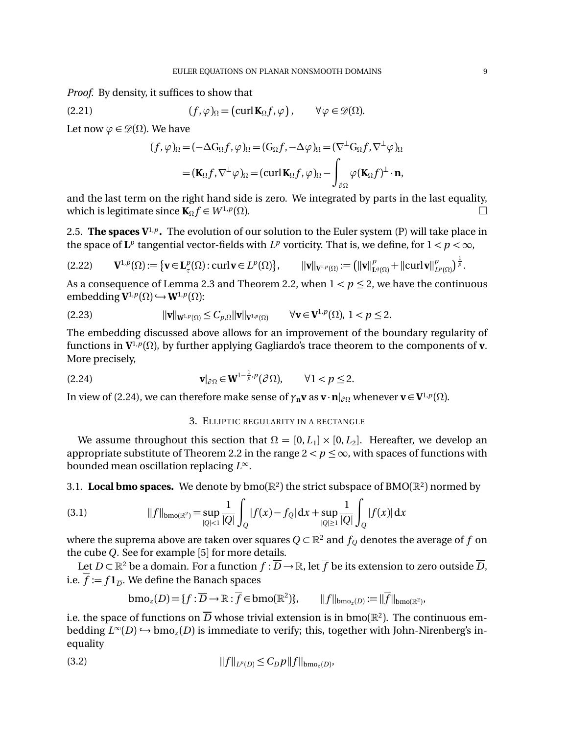*Proof.* By density, it suffices to show that

$$(f,\varphi)_\Omega = \left(\operatorname{curl}\mathbf{K}_\Omega f, \varphi\right), \qquad \forall \varphi \in \mathscr{D}(\Omega). \tag{2.21}$$

Let now $\varphi \in \mathscr{D}(\Omega)$. We have

$$\begin{aligned}(f,\varphi)_\Omega &= (-\Delta \mathrm{G}_\Omega f, \varphi)_\Omega = (\mathrm{G}_\Omega f, -\Delta\varphi)_\Omega = (\nabla^\perp \mathrm{G}_\Omega f, \nabla^\perp \varphi)_\Omega \\ &= (\mathbf{K}_\Omega f, \nabla^\perp\varphi)_\Omega = (\operatorname{curl}\mathbf{K}_\Omega f, \varphi)_\Omega - \int_{\partial\Omega} \varphi (\mathbf{K}_\Omega f)^\perp \cdot \mathbf{n},\end{aligned}$$

and the last term on the right hand side is zero. We integrated by parts in the last equality, which is legitimate since $\mathbf{K}_\Omega f \in W^{1,p}(\Omega)$. $\square$

**2.5. The spaces $\mathbf{V}^{1,p}$.** The evolution of our solution to the Euler system (P) will take place in the space of $\mathbf{L}^p$ tangential vector-fields with $L^p$ vorticity. That is, we define, for $1 < p < \infty$,

$$\mathbf{V}^{1,p}(\Omega) := \left\{\mathbf{v} \in \mathbf{L}^p_\tau(\Omega) : \operatorname{curl}\mathbf{v} \in L^p(\Omega)\right\}, \qquad \|\mathbf{v}\|_{\mathbf{V}^{1,p}(\Omega)} := \left(\|\mathbf{v}\|^p_{\mathbf{L}^q(\Omega)} + \|\operatorname{curl}\mathbf{v}\|^p_{L^p(\Omega)}\right)^{\frac{1}{p}}. \tag{2.22}$$

As a consequence of Lemma 2.3 and Theorem 2.2, when $1 < p \leq 2$, we have the continuous embedding $\mathbf{V}^{1,p}(\Omega) \hookrightarrow \mathbf{W}^{1,p}(\Omega)$:

$$\|\mathbf{v}\|_{\mathbf{W}^{1,p}(\Omega)} \leq C_{p,\Omega}\|\mathbf{v}\|_{\mathbf{V}^{1,p}(\Omega)} \qquad \forall \mathbf{v} \in \mathbf{V}^{1,p}(\Omega),\ 1 < p \leq 2. \tag{2.23}$$

The embedding discussed above allows for an improvement of the boundary regularity of functions in $\mathbf{V}^{1,p}(\Omega)$, by further applying Gagliardo's trace theorem to the components of $\mathbf{v}$. More precisely,

$$\mathbf{v}|_{\partial\Omega} \in \mathbf{W}^{1-\frac{1}{p},p}(\partial\Omega), \qquad \forall 1 < p \leq 2. \tag{2.24}$$

In view of (2.24), we can therefore make sense of $\gamma_{\mathbf{n}}\mathbf{v}$ as $\mathbf{v}\cdot\mathbf{n}|_{\partial\Omega}$ whenever $\mathbf{v} \in \mathbf{V}^{1,p}(\Omega)$.

## 3. Elliptic regularity in a rectangle

We assume throughout this section that $\Omega = [0, L_1] \times [0, L_2]$. Hereafter, we develop an appropriate substitute of Theorem 2.2 in the range $2 < p \leq \infty$, with spaces of functions with bounded mean oscillation replacing $L^\infty$.

**3.1. Local bmo spaces.** We denote by $\mathrm{bmo}(\mathbb{R}^2)$ the strict subspace of $\mathrm{BMO}(\mathbb{R}^2)$ normed by

$$\|f\|_{\mathrm{bmo}(\mathbb{R}^2)} = \sup_{|Q|<1} \frac{1}{|Q|}\int_Q |f(x) - f_Q|\,\mathrm{d}x + \sup_{|Q|\geq 1} \frac{1}{|Q|}\int_Q |f(x)|\,\mathrm{d}x \tag{3.1}$$

where the suprema above are taken over squares $Q \subset \mathbb{R}^2$ and $f_Q$ denotes the average of $f$ on the cube $Q$. See for example [5] for more details.

Let $D \subset \mathbb{R}^2$ be a domain. For a function $f : \overline{D} \to \mathbb{R}$, let $\overline{f}$ be its extension to zero outside $\overline{D}$, i.e. $\overline{f} := f\mathbf{1}_{\overline{D}}$. We define the Banach spaces

$$\mathrm{bmo}_z(D) = \{f : \overline{D} \to \mathbb{R} : \overline{f} \in \mathrm{bmo}(\mathbb{R}^2)\}, \qquad \|f\|_{\mathrm{bmo}_z(D)} := \|\overline{f}\|_{\mathrm{bmo}(\mathbb{R}^2)},$$

i.e. the space of functions on $\overline{D}$ whose trivial extension is in $\mathrm{bmo}(\mathbb{R}^2)$. The continuous embedding $L^\infty(D) \hookrightarrow \mathrm{bmo}_z(D)$ is immediate to verify; this, together with John-Nirenberg's inequality

$$\|f\|_{L^p(D)} \leq C_D p \|f\|_{\mathrm{bmo}_z(D)}, \tag{3.2}$$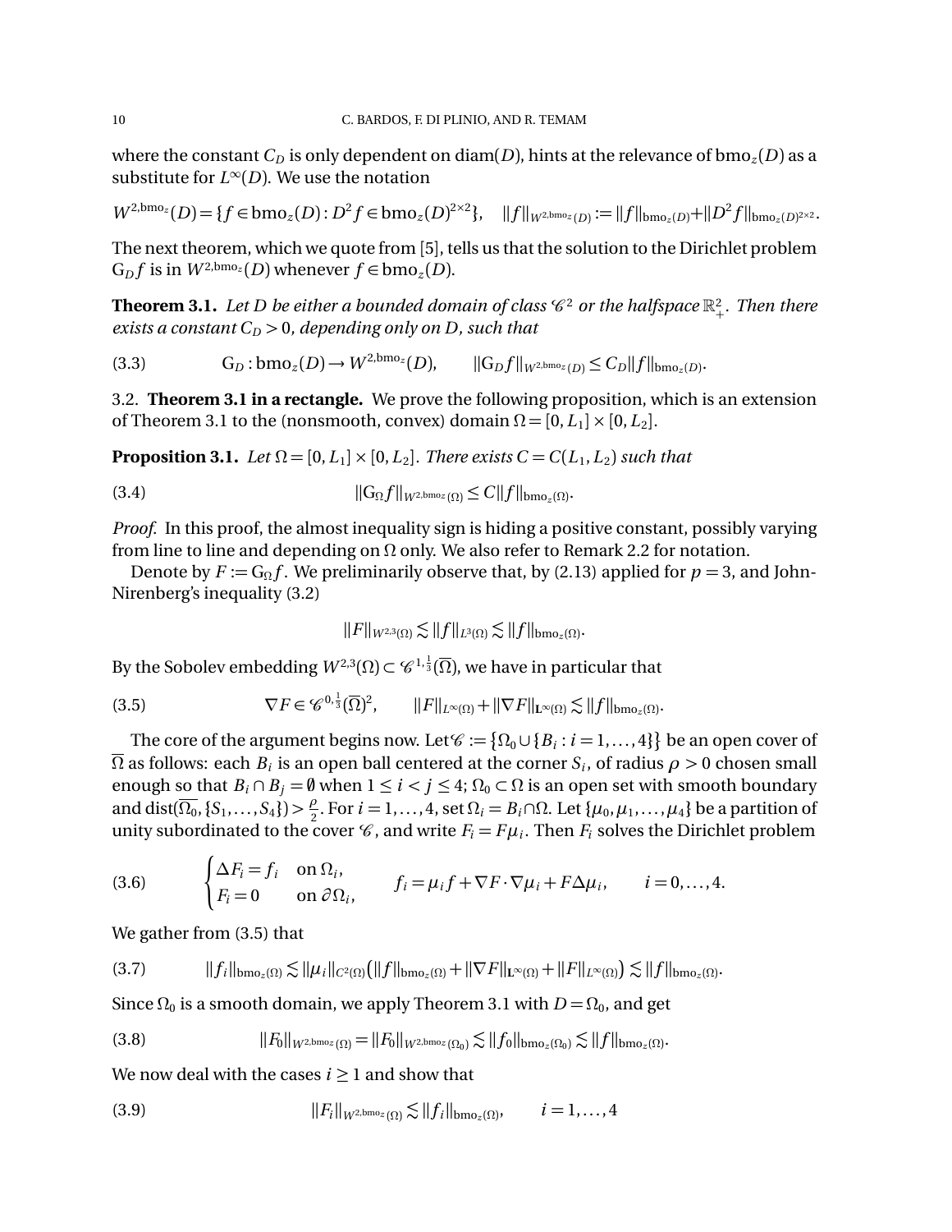where the constant $C_D$ is only dependent on $\operatorname{diam}(D)$, hints at the relevance of $\mathrm{bmo}_z(D)$ as a substitute for $L^\infty(D)$. We use the notation

$$W^{2,\mathrm{bmo}_z}(D) = \{f \in \mathrm{bmo}_z(D) : D^2 f \in \mathrm{bmo}_z(D)^{2\times 2}\}, \quad \|f\|_{W^{2,\mathrm{bmo}_z}(D)} := \|f\|_{\mathrm{bmo}_z(D)} + \|D^2 f\|_{\mathrm{bmo}_z(D)^{2\times 2}}.$$

The next theorem, which we quote from [5], tells us that the solution to the Dirichlet problem $\mathrm{G}_D f$ is in $W^{2,\mathrm{bmo}_z}(D)$ whenever $f \in \mathrm{bmo}_z(D)$.

**Theorem 3.1.** *Let $D$ be either a bounded domain of class $\mathscr{C}^2$ or the halfspace $\mathbb{R}^2_+$. Then there exists a constant $C_D > 0$, depending only on $D$, such that*

$$\mathrm{G}_D : \mathrm{bmo}_z(D) \to W^{2,\mathrm{bmo}_z}(D), \qquad \|\mathrm{G}_D f\|_{W^{2,\mathrm{bmo}_z}(D)} \le C_D \|f\|_{\mathrm{bmo}_z(D)}. \tag{3.3}$$

3.2. **Theorem 3.1 in a rectangle.** We prove the following proposition, which is an extension of Theorem 3.1 to the (nonsmooth, convex) domain $\Omega = [0, L_1] \times [0, L_2]$.

**Proposition 3.1.** *Let $\Omega = [0, L_1] \times [0, L_2]$. There exists $C = C(L_1, L_2)$ such that*

$$\|\mathrm{G}_\Omega f\|_{W^{2,\mathrm{bmo}_z}(\Omega)} \le C \|f\|_{\mathrm{bmo}_z(\Omega)}. \tag{3.4}$$

*Proof.* In this proof, the almost inequality sign is hiding a positive constant, possibly varying from line to line and depending on $\Omega$ only. We also refer to Remark 2.2 for notation.

Denote by $F := \mathrm{G}_\Omega f$. We preliminarily observe that, by (2.13) applied for $p = 3$, and John-Nirenberg's inequality (3.2)

$$\|F\|_{W^{2,3}(\Omega)} \lesssim \|f\|_{L^3(\Omega)} \lesssim \|f\|_{\mathrm{bmo}_z(\Omega)}.$$

By the Sobolev embedding $W^{2,3}(\Omega) \subset \mathscr{C}^{1,\frac{1}{3}}(\overline{\Omega})$, we have in particular that

$$\nabla F \in \mathscr{C}^{0,\frac{1}{3}}(\overline{\Omega})^2, \qquad \|F\|_{L^\infty(\Omega)} + \|\nabla F\|_{\mathbf{L}^\infty(\Omega)} \lesssim \|f\|_{\mathrm{bmo}_z(\Omega)}. \tag{3.5}$$

The core of the argument begins now. Let $\mathscr{C} := \{\Omega_0 \cup \{B_i : i = 1, \ldots, 4\}\}$ be an open cover of $\overline{\Omega}$ as follows: each $B_i$ is an open ball centered at the corner $S_i$, of radius $\rho > 0$ chosen small enough so that $B_i \cap B_j = \emptyset$ when $1 \le i < j \le 4$; $\Omega_0 \subset \Omega$ is an open set with smooth boundary and $\operatorname{dist}(\overline{\Omega_0}, \{S_1, \ldots, S_4\}) > \frac{\rho}{2}$. For $i = 1, \ldots, 4$, set $\Omega_i = B_i \cap \Omega$. Let $\{\mu_0, \mu_1, \ldots, \mu_4\}$ be a partition of unity subordinated to the cover $\mathscr{C}$, and write $F_i = F\mu_i$. Then $F_i$ solves the Dirichlet problem

$$\begin{cases} \Delta F_i = f_i & \text{on } \Omega_i, \\ F_i = 0 & \text{on } \partial\Omega_i, \end{cases} \qquad f_i = \mu_i f + \nabla F \cdot \nabla \mu_i + F \Delta \mu_i, \qquad i = 0, \ldots, 4. \tag{3.6}$$

We gather from (3.5) that

$$\|f_i\|_{\mathrm{bmo}_z(\Omega)} \lesssim \|\mu_i\|_{C^2(\Omega)} \big(\|f\|_{\mathrm{bmo}_z(\Omega)} + \|\nabla F\|_{\mathbf{L}^\infty(\Omega)} + \|F\|_{L^\infty(\Omega)}\big) \lesssim \|f\|_{\mathrm{bmo}_z(\Omega)}. \tag{3.7}$$

Since $\Omega_0$ is a smooth domain, we apply Theorem 3.1 with $D = \Omega_0$, and get

$$\|F_0\|_{W^{2,\mathrm{bmo}_z}(\Omega)} = \|F_0\|_{W^{2,\mathrm{bmo}_z}(\Omega_0)} \lesssim \|f_0\|_{\mathrm{bmo}_z(\Omega_0)} \lesssim \|f\|_{\mathrm{bmo}_z(\Omega)}. \tag{3.8}$$

We now deal with the cases $i \ge 1$ and show that

$$\|F_i\|_{W^{2,\mathrm{bmo}_z}(\Omega)} \lesssim \|f_i\|_{\mathrm{bmo}_z(\Omega)}, \qquad i = 1, \ldots, 4 \tag{3.9}$$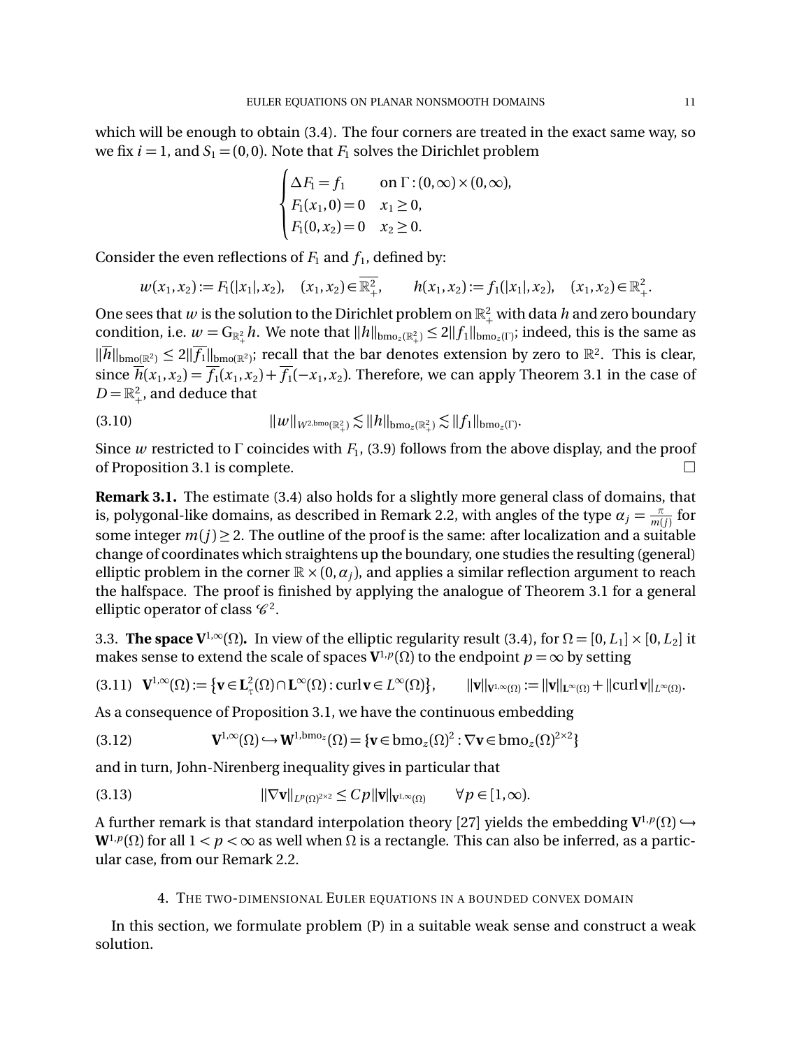which will be enough to obtain (3.4). The four corners are treated in the exact same way, so we fix $i = 1$, and $S_1 = (0,0)$. Note that $F_1$ solves the Dirichlet problem

$$
\begin{cases}
\Delta F_1 = f_1 & \text{on } \Gamma : (0,\infty) \times (0,\infty), \\
F_1(x_1, 0) = 0 & x_1 \geq 0, \\
F_1(0, x_2) = 0 & x_2 \geq 0.
\end{cases}
$$

Consider the even reflections of $F_1$ and $f_1$, defined by:

$$
w(x_1, x_2) := F_1(|x_1|, x_2), \quad (x_1, x_2) \in \overline{\mathbb{R}^2_+}, \qquad h(x_1, x_2) := f_1(|x_1|, x_2), \quad (x_1, x_2) \in \mathbb{R}^2_+.
$$

One sees that $w$ is the solution to the Dirichlet problem on $\mathbb{R}^2_+$ with data $h$ and zero boundary condition, i.e. $w = \mathrm{G}_{\mathbb{R}^2_+} h$. We note that $\|h\|_{\mathrm{bmo}_z(\mathbb{R}^2_+)} \leq 2\|f_1\|_{\mathrm{bmo}_z(\Gamma)}$; indeed, this is the same as $\|\overline{h}\|_{\mathrm{bmo}(\mathbb{R}^2)} \leq 2\|\overline{f_1}\|_{\mathrm{bmo}(\mathbb{R}^2)}$; recall that the bar denotes extension by zero to $\mathbb{R}^2$. This is clear, since $\overline{h}(x_1, x_2) = \overline{f_1}(x_1, x_2) + \overline{f_1}(-x_1, x_2)$. Therefore, we can apply Theorem 3.1 in the case of $D = \mathbb{R}^2_+$, and deduce that

$$
\|w\|_{W^{2,\mathrm{bmo}}(\mathbb{R}^2_+)} \lesssim \|h\|_{\mathrm{bmo}_z(\mathbb{R}^2_+)} \lesssim \|f_1\|_{\mathrm{bmo}_z(\Gamma)}. \tag{3.10}
$$

Since $w$ restricted to $\Gamma$ coincides with $F_1$, (3.9) follows from the above display, and the proof of Proposition 3.1 is complete. □

**Remark 3.1.** The estimate (3.4) also holds for a slightly more general class of domains, that is, polygonal-like domains, as described in Remark 2.2, with angles of the type $\alpha_j = \frac{\pi}{m(j)}$ for some integer $m(j) \geq 2$. The outline of the proof is the same: after localization and a suitable change of coordinates which straightens up the boundary, one studies the resulting (general) elliptic problem in the corner $\mathbb{R} \times (0, \alpha_j)$, and applies a similar reflection argument to reach the halfspace. The proof is finished by applying the analogue of Theorem 3.1 for a general elliptic operator of class $\mathscr{C}^2$.

3.3. **The space $\mathbf{V}^{1,\infty}(\Omega)$.** In view of the elliptic regularity result (3.4), for $\Omega = [0, L_1] \times [0, L_2]$ it makes sense to extend the scale of spaces $\mathbf{V}^{1,p}(\Omega)$ to the endpoint $p = \infty$ by setting

$$
\mathbf{V}^{1,\infty}(\Omega) := \left\{ \mathbf{v} \in \mathbf{L}^2_\tau(\Omega) \cap \mathbf{L}^\infty(\Omega) : \operatorname{curl} \mathbf{v} \in L^\infty(\Omega) \right\}, \qquad \|\mathbf{v}\|_{\mathbf{V}^{1,\infty}(\Omega)} := \|\mathbf{v}\|_{\mathbf{L}^\infty(\Omega)} + \|\operatorname{curl} \mathbf{v}\|_{L^\infty(\Omega)}. \tag{3.11}
$$

As a consequence of Proposition 3.1, we have the continuous embedding

$$
\mathbf{V}^{1,\infty}(\Omega) \hookrightarrow \mathbf{W}^{1,\mathrm{bmo}_z}(\Omega) = \{ \mathbf{v} \in \mathrm{bmo}_z(\Omega)^2 : \nabla \mathbf{v} \in \mathrm{bmo}_z(\Omega)^{2\times 2} \} \tag{3.12}
$$

and in turn, John-Nirenberg inequality gives in particular that

$$
\|\nabla \mathbf{v}\|_{L^p(\Omega)^{2\times 2}} \leq C p \|\mathbf{v}\|_{\mathbf{V}^{1,\infty}(\Omega)} \qquad \forall p \in [1, \infty). \tag{3.13}
$$

A further remark is that standard interpolation theory [27] yields the embedding $\mathbf{V}^{1,p}(\Omega) \hookrightarrow \mathbf{W}^{1,p}(\Omega)$ for all $1 < p < \infty$ as well when $\Omega$ is a rectangle. This can also be inferred, as a particular case, from our Remark 2.2.

## 4. The two-dimensional Euler equations in a bounded convex domain

In this section, we formulate problem (P) in a suitable weak sense and construct a weak solution.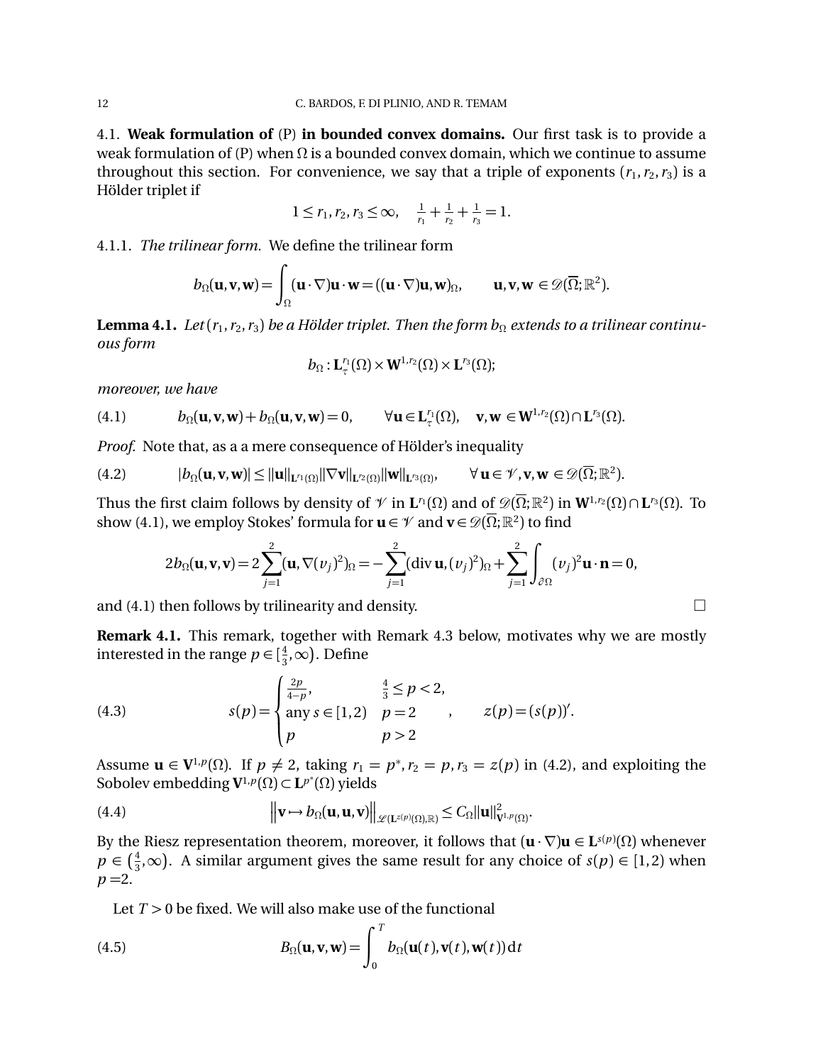### 4.1. **Weak formulation of** (P) **in bounded convex domains.**

Our first task is to provide a weak formulation of (P) when $\Omega$ is a bounded convex domain, which we continue to assume throughout this section. For convenience, we say that a triple of exponents $(r_1, r_2, r_3)$ is a Hölder triplet if

$$1 \le r_1, r_2, r_3 \le \infty, \quad \tfrac{1}{r_1} + \tfrac{1}{r_2} + \tfrac{1}{r_3} = 1.$$

#### 4.1.1. *The trilinear form.*

We define the trilinear form

$$b_\Omega(\mathbf{u}, \mathbf{v}, \mathbf{w}) = \int_\Omega (\mathbf{u} \cdot \nabla)\mathbf{u} \cdot \mathbf{w} = ((\mathbf{u} \cdot \nabla)\mathbf{u}, \mathbf{w})_\Omega, \qquad \mathbf{u}, \mathbf{v}, \mathbf{w} \in \mathscr{D}(\overline{\Omega}; \mathbb{R}^2).$$

**Lemma 4.1.** *Let $(r_1, r_2, r_3)$ be a Hölder triplet. Then the form $b_\Omega$ extends to a trilinear continuous form*

$$b_\Omega : \mathbf{L}^{r_1}_\tau(\Omega) \times \mathbf{W}^{1,r_2}(\Omega) \times \mathbf{L}^{r_3}(\Omega);$$

*moreover, we have*

$$b_\Omega(\mathbf{u}, \mathbf{v}, \mathbf{w}) + b_\Omega(\mathbf{u}, \mathbf{v}, \mathbf{w}) = 0, \qquad \forall \mathbf{u} \in \mathbf{L}^{r_1}_\tau(\Omega), \quad \mathbf{v}, \mathbf{w} \in \mathbf{W}^{1,r_2}(\Omega) \cap \mathbf{L}^{r_3}(\Omega). \tag{4.1}$$

*Proof.* Note that, as a a mere consequence of Hölder's inequality

$$|b_\Omega(\mathbf{u}, \mathbf{v}, \mathbf{w})| \le \|\mathbf{u}\|_{\mathbf{L}^{r_1}(\Omega)} \|\nabla \mathbf{v}\|_{\mathbf{L}^{r_2}(\Omega)} \|\mathbf{w}\|_{\mathbf{L}^{r_3}(\Omega)}, \qquad \forall\, \mathbf{u} \in \mathscr{V}, \mathbf{v}, \mathbf{w} \in \mathscr{D}(\overline{\Omega}; \mathbb{R}^2). \tag{4.2}$$

Thus the first claim follows by density of $\mathscr{V}$ in $\mathbf{L}^{r_1}(\Omega)$ and of $\mathscr{D}(\overline{\Omega}; \mathbb{R}^2)$ in $\mathbf{W}^{1,r_2}(\Omega) \cap \mathbf{L}^{r_3}(\Omega)$. To show (4.1), we employ Stokes' formula for $\mathbf{u} \in \mathscr{V}$ and $\mathbf{v} \in \mathscr{D}(\overline{\Omega}; \mathbb{R}^2)$ to find

$$2b_\Omega(\mathbf{u}, \mathbf{v}, \mathbf{v}) = 2\sum_{j=1}^{2} (\mathbf{u}, \nabla(v_j)^2)_\Omega = -\sum_{j=1}^{2} (\operatorname{div} \mathbf{u}, (v_j)^2)_\Omega + \sum_{j=1}^{2} \int_{\partial\Omega} (v_j)^2 \mathbf{u} \cdot \mathbf{n} = 0,$$

and (4.1) then follows by trilinearity and density. $\square$

**Remark 4.1.** This remark, together with Remark 4.3 below, motivates why we are mostly interested in the range $p \in [\frac{4}{3}, \infty)$. Define

$$s(p) = \begin{cases} \frac{2p}{4-p}, & \frac{4}{3} \le p < 2, \\ \text{any } s \in [1,2) & p = 2 \\ p & p > 2 \end{cases}, \qquad z(p) = (s(p))'. \tag{4.3}$$

Assume $\mathbf{u} \in \mathbf{V}^{1,p}(\Omega)$. If $p \ne 2$, taking $r_1 = p^*, r_2 = p, r_3 = z(p)$ in (4.2), and exploiting the Sobolev embedding $\mathbf{V}^{1,p}(\Omega) \subset \mathbf{L}^{p^*}(\Omega)$ yields

$$\left\| \mathbf{v} \mapsto b_\Omega(\mathbf{u}, \mathbf{u}, \mathbf{v}) \right\|_{\mathscr{L}(\mathbf{L}^{z(p)}(\Omega), \mathbb{R})} \le C_\Omega \|\mathbf{u}\|^2_{\mathbf{V}^{1,p}(\Omega)}. \tag{4.4}$$

By the Riesz representation theorem, moreover, it follows that $(\mathbf{u} \cdot \nabla)\mathbf{u} \in \mathbf{L}^{s(p)}(\Omega)$ whenever $p \in (\frac{4}{3}, \infty)$. A similar argument gives the same result for any choice of $s(p) \in [1,2)$ when $p = 2$.

Let $T > 0$ be fixed. We will also make use of the functional

$$B_\Omega(\mathbf{u}, \mathbf{v}, \mathbf{w}) = \int_0^T b_\Omega(\mathbf{u}(t), \mathbf{v}(t), \mathbf{w}(t))\, \mathrm{d}t \tag{4.5}$$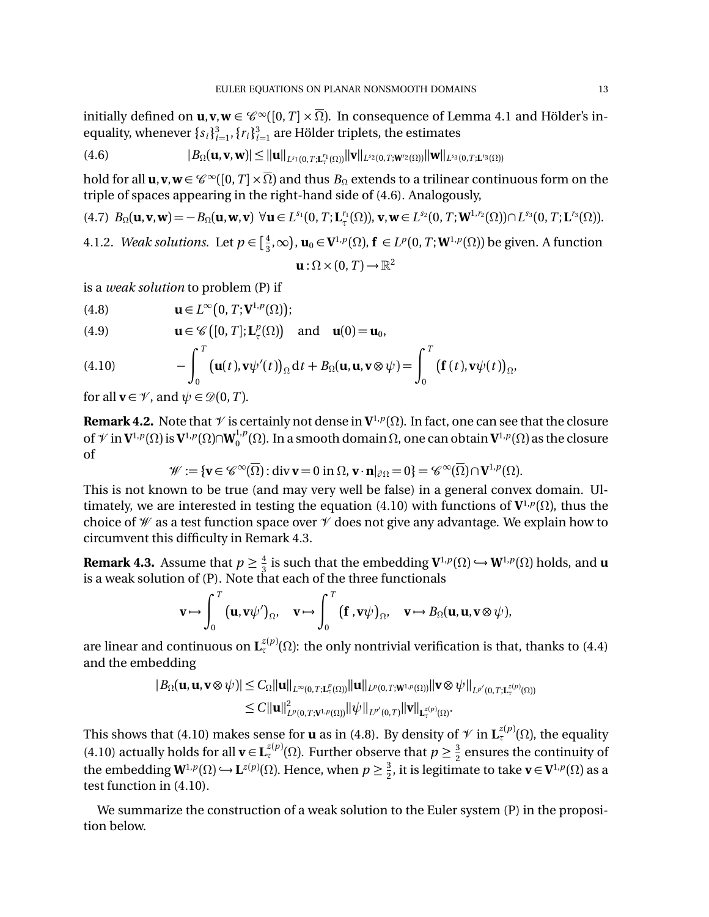initially defined on $\mathbf{u},\mathbf{v},\mathbf{w} \in \mathscr{C}^\infty([0,T]\times\overline{\Omega})$. In consequence of Lemma 4.1 and Hölder's inequality, whenever $\{s_i\}_{i=1}^3, \{r_i\}_{i=1}^3$ are Hölder triplets, the estimates

$$|B_\Omega(\mathbf{u},\mathbf{v},\mathbf{w})| \le \|\mathbf{u}\|_{L^{s_1}(0,T;\mathbf{L}^{r_1}_\tau(\Omega))}\|\mathbf{v}\|_{L^{s_2}(0,T;\mathbf{W}^{r_2}(\Omega))}\|\mathbf{w}\|_{L^{s_3}(0,T;\mathbf{L}^{r_3}(\Omega))} \tag{4.6}$$

hold for all $\mathbf{u},\mathbf{v},\mathbf{w} \in \mathscr{C}^\infty([0,T]\times\overline{\Omega})$ and thus $B_\Omega$ extends to a trilinear continuous form on the triple of spaces appearing in the right-hand side of (4.6). Analogously,

$$B_\Omega(\mathbf{u},\mathbf{v},\mathbf{w}) = -B_\Omega(\mathbf{u},\mathbf{w},\mathbf{v}) \ \forall \mathbf{u} \in L^{s_1}(0,T;\mathbf{L}^{r_1}_\tau(\Omega)),\ \mathbf{v},\mathbf{w} \in L^{s_2}(0,T;\mathbf{W}^{1,r_2}(\Omega))\cap L^{s_3}(0,T;\mathbf{L}^{r_3}(\Omega)). \tag{4.7}$$

4.1.2. *Weak solutions.* Let $p \in \left[\frac{4}{3},\infty\right)$, $\mathbf{u}_0 \in \mathbf{V}^{1,p}(\Omega)$, $\mathbf{f} \in L^p(0,T;\mathbf{W}^{1,p}(\Omega))$ be given. A function

$$\mathbf{u} : \Omega\times(0,T) \to \mathbb{R}^2$$

is a *weak solution* to problem (P) if

$$\mathbf{u} \in L^\infty\big(0,T;\mathbf{V}^{1,p}(\Omega)\big); \tag{4.8}$$

$$\mathbf{u} \in \mathscr{C}\big([0,T];\mathbf{L}^p_\tau(\Omega)\big) \quad \text{and} \quad \mathbf{u}(0)=\mathbf{u}_0, \tag{4.9}$$

$$-\int_0^T \big(\mathbf{u}(t),\mathbf{v}\psi'(t)\big)_\Omega \,\mathrm{d}t + B_\Omega(\mathbf{u},\mathbf{u},\mathbf{v}\otimes\psi) = \int_0^T \big(\mathbf{f}(t),\mathbf{v}\psi(t)\big)_\Omega, \tag{4.10}$$

for all $\mathbf{v}\in\mathscr{V}$, and $\psi \in \mathscr{D}(0,T)$.

**Remark 4.2.** Note that $\mathscr{V}$ is certainly not dense in $\mathbf{V}^{1,p}(\Omega)$. In fact, one can see that the closure of $\mathscr{V}$ in $\mathbf{V}^{1,p}(\Omega)$ is $\mathbf{V}^{1,p}(\Omega)\cap\mathbf{W}^{1,p}_0(\Omega)$. In a smooth domain $\Omega$, one can obtain $\mathbf{V}^{1,p}(\Omega)$ as the closure of

$$\mathscr{W} := \{\mathbf{v}\in\mathscr{C}^\infty(\overline{\Omega}) : \operatorname{div}\mathbf{v}=0 \text{ in } \Omega,\ \mathbf{v}\cdot\mathbf{n}|_{\partial\Omega}=0\} = \mathscr{C}^\infty(\overline{\Omega})\cap\mathbf{V}^{1,p}(\Omega).$$

This is not known to be true (and may very well be false) in a general convex domain. Ultimately, we are interested in testing the equation (4.10) with functions of $\mathbf{V}^{1,p}(\Omega)$, thus the choice of $\mathscr{W}$ as a test function space over $\mathscr{V}$ does not give any advantage. We explain how to circumvent this difficulty in Remark 4.3.

**Remark 4.3.** Assume that $p \ge \frac{4}{3}$ is such that the embedding $\mathbf{V}^{1,p}(\Omega) \hookrightarrow \mathbf{W}^{1,p}(\Omega)$ holds, and $\mathbf{u}$ is a weak solution of (P). Note that each of the three functionals

$$\mathbf{v} \mapsto \int_0^T \big(\mathbf{u},\mathbf{v}\psi'\big)_\Omega, \quad \mathbf{v} \mapsto \int_0^T \big(\mathbf{f},\mathbf{v}\psi\big)_\Omega, \quad \mathbf{v}\mapsto B_\Omega(\mathbf{u},\mathbf{u},\mathbf{v}\otimes\psi),$$

are linear and continuous on $\mathbf{L}^{z(p)}_\tau(\Omega)$: the only nontrivial verification is that, thanks to (4.4) and the embedding

$$\begin{aligned}|B_\Omega(\mathbf{u},\mathbf{u},\mathbf{v}\otimes\psi)| &\le C_\Omega\|\mathbf{u}\|_{L^\infty(0,T;\mathbf{L}^p_\tau(\Omega))}\|\mathbf{u}\|_{L^p(0,T;\mathbf{W}^{1,p}(\Omega))}\|\mathbf{v}\otimes\psi\|_{L^{p'}(0,T;\mathbf{L}^{z(p)}_\tau(\Omega))} \\ &\le C\|\mathbf{u}\|^2_{L^p(0,T;\mathbf{V}^{1,p}(\Omega))}\|\psi\|_{L^{p'}(0,T)}\|\mathbf{v}\|_{\mathbf{L}^{z(p)}_\tau(\Omega)}.\end{aligned}$$

This shows that (4.10) makes sense for $\mathbf{u}$ as in (4.8). By density of $\mathscr{V}$ in $\mathbf{L}^{z(p)}_\tau(\Omega)$, the equality (4.10) actually holds for all $\mathbf{v}\in\mathbf{L}^{z(p)}_\tau(\Omega)$. Further observe that $p\ge\frac{3}{2}$ ensures the continuity of the embedding $\mathbf{W}^{1,p}(\Omega)\hookrightarrow\mathbf{L}^{z(p)}(\Omega)$. Hence, when $p\ge\frac{3}{2}$, it is legitimate to take $\mathbf{v}\in\mathbf{V}^{1,p}(\Omega)$ as a test function in (4.10).

We summarize the construction of a weak solution to the Euler system (P) in the proposition below.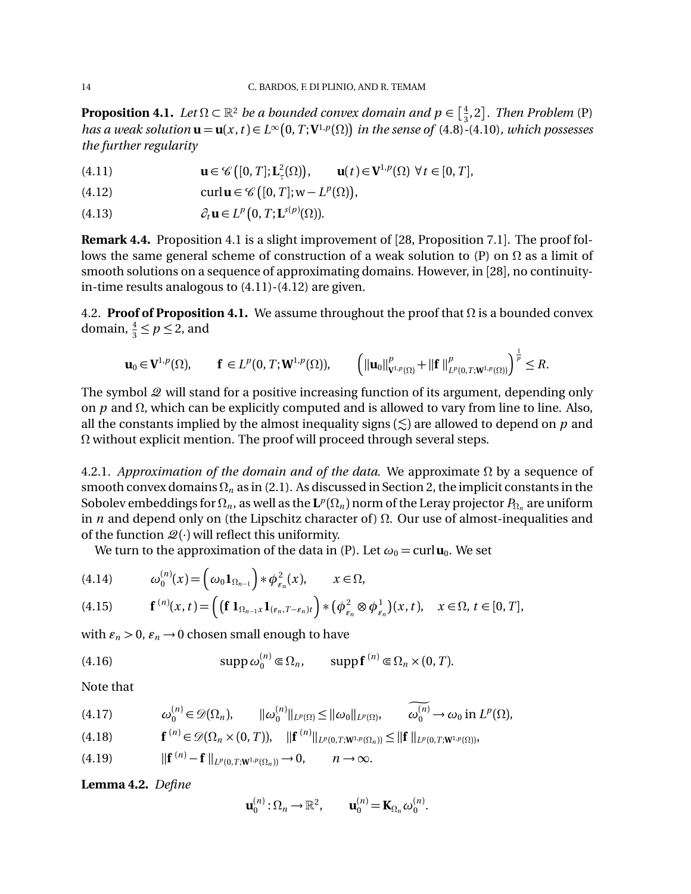**Proposition 4.1.** *Let $\Omega \subset \mathbb{R}^2$ be a bounded convex domain and $p \in \left[\frac{4}{3}, 2\right]$. Then Problem* (P) *has a weak solution $\mathbf{u} = \mathbf{u}(x,t) \in L^\infty\big(0,T;\mathbf{V}^{1,p}(\Omega)\big)$ in the sense of* (4.8)-(4.10)*, which possesses the further regularity*

$$\mathbf{u} \in \mathscr{C}\big([0,T];\mathbf{L}^2_\tau(\Omega)\big), \qquad \mathbf{u}(t) \in \mathbf{V}^{1,p}(\Omega) \ \forall t \in [0,T], \tag{4.11}$$

$$\operatorname{curl}\mathbf{u} \in \mathscr{C}\big([0,T];\mathrm{w}-L^p(\Omega)\big), \tag{4.12}$$

$$\partial_t \mathbf{u} \in L^p\big(0,T;\mathbf{L}^{s(p)}(\Omega)\big). \tag{4.13}$$

**Remark 4.4.** Proposition 4.1 is a slight improvement of [28, Proposition 7.1]. The proof follows the same general scheme of construction of a weak solution to (P) on $\Omega$ as a limit of smooth solutions on a sequence of approximating domains. However, in [28], no continuity-in-time results analogous to (4.11)-(4.12) are given.

4.2. **Proof of Proposition 4.1.** We assume throughout the proof that $\Omega$ is a bounded convex domain, $\frac{4}{3} \le p \le 2$, and

$$\mathbf{u}_0 \in \mathbf{V}^{1,p}(\Omega), \qquad \mathbf{f} \in L^p(0,T;\mathbf{W}^{1,p}(\Omega)), \qquad \Big(\|\mathbf{u}_0\|^p_{\mathbf{V}^{1,p}(\Omega)} + \|\mathbf{f}\|^p_{L^p(0,T;\mathbf{W}^{1,p}(\Omega))}\Big)^{\frac{1}{p}} \le R.$$

The symbol $\mathscr{Q}$ will stand for a positive increasing function of its argument, depending only on $p$ and $\Omega$, which can be explicitly computed and is allowed to vary from line to line. Also, all the constants implied by the almost inequality signs ($\lesssim$) are allowed to depend on $p$ and $\Omega$ without explicit mention. The proof will proceed through several steps.

4.2.1. *Approximation of the domain and of the data.* We approximate $\Omega$ by a sequence of smooth convex domains $\Omega_n$ as in (2.1). As discussed in Section 2, the implicit constants in the Sobolev embeddings for $\Omega_n$, as well as the $\mathbf{L}^p(\Omega_n)$ norm of the Leray projector $P_{\Omega_n}$ are uniform in $n$ and depend only on (the Lipschitz character of) $\Omega$. Our use of almost-inequalities and of the function $\mathscr{Q}(\cdot)$ will reflect this uniformity.

We turn to the approximation of the data in (P). Let $\omega_0 = \operatorname{curl}\mathbf{u}_0$. We set

$$\omega_0^{(n)}(x) = \Big(\omega_0 \mathbf{1}_{\Omega_{n-1}}\Big) * \phi^2_{\varepsilon_n}(x), \qquad x \in \Omega, \tag{4.14}$$

$$\mathbf{f}^{(n)}(x,t) = \Big(\big(\mathbf{f}\,\mathbf{1}_{\Omega_{n-1}x}\mathbf{1}_{(\varepsilon_n, T-\varepsilon_n)t}\Big) * \big(\phi^2_{\varepsilon_n} \otimes \phi^1_{\varepsilon_n}\big)(x,t), \quad x \in \Omega,\ t \in [0,T], \tag{4.15}$$

with $\varepsilon_n > 0$, $\varepsilon_n \to 0$ chosen small enough to have

$$\operatorname{supp}\omega_0^{(n)} \Subset \Omega_n, \qquad \operatorname{supp}\mathbf{f}^{(n)} \Subset \Omega_n \times (0,T). \tag{4.16}$$

Note that

$$\omega_0^{(n)} \in \mathscr{D}(\Omega_n), \qquad \|\omega_0^{(n)}\|_{L^p(\Omega)} \le \|\omega_0\|_{L^p(\Omega)}, \qquad \widetilde{\omega_0^{(n)}} \to \omega_0 \text{ in } L^p(\Omega), \tag{4.17}$$

$$\mathbf{f}^{(n)} \in \mathscr{D}(\Omega_n \times (0,T)), \quad \|\mathbf{f}^{(n)}\|_{L^p(0,T;\mathbf{W}^{1,p}(\Omega_n))} \le \|\mathbf{f}\|_{L^p(0,T;\mathbf{W}^{1,p}(\Omega))}, \tag{4.18}$$

$$\|\mathbf{f}^{(n)} - \mathbf{f}\|_{L^p(0,T;\mathbf{W}^{1,p}(\Omega_n))} \to 0, \qquad n \to \infty. \tag{4.19}$$

**Lemma 4.2.** *Define*

$$\mathbf{u}_0^{(n)} : \Omega_n \to \mathbb{R}^2, \qquad \mathbf{u}_0^{(n)} = \mathbf{K}_{\Omega_n}\omega_0^{(n)}.$$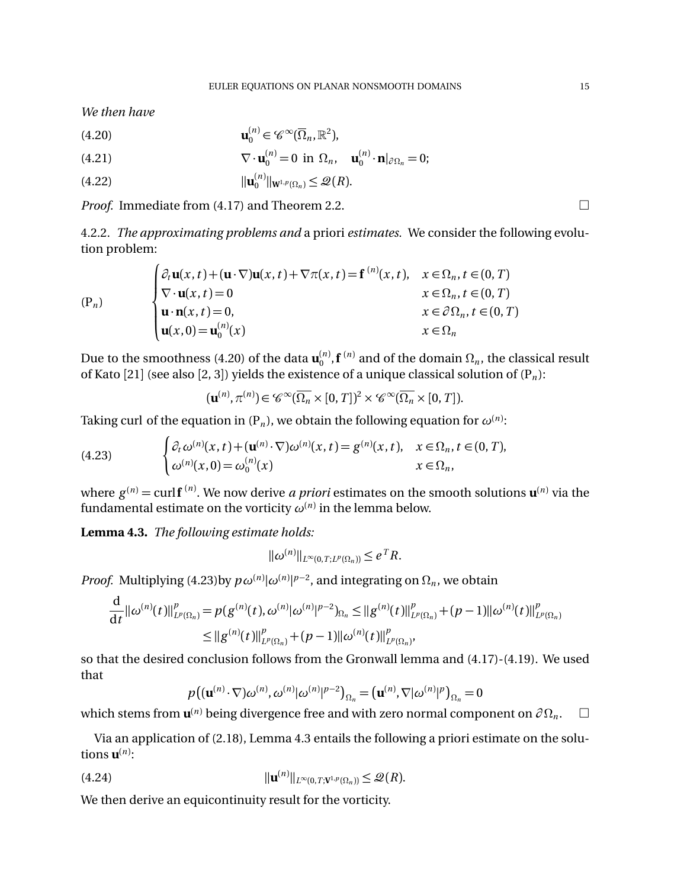*We then have*

$$\mathbf{u}_0^{(n)} \in \mathscr{C}^\infty(\overline{\Omega}_n, \mathbb{R}^2), \tag{4.20}$$

$$\nabla \cdot \mathbf{u}_0^{(n)} = 0 \text{ in } \Omega_n, \quad \mathbf{u}_0^{(n)} \cdot \mathbf{n}|_{\partial \Omega_n} = 0; \tag{4.21}$$

$$\|\mathbf{u}_0^{(n)}\|_{\mathbf{W}^{1,p}(\Omega_n)} \leq \mathscr{Q}(R). \tag{4.22}$$

*Proof.* Immediate from (4.17) and Theorem 2.2. □

4.2.2. *The approximating problems and* a priori *estimates.* We consider the following evolution problem:

$$(\mathrm{P}_n) \qquad \begin{cases} \partial_t \mathbf{u}(x,t) + (\mathbf{u}\cdot\nabla)\mathbf{u}(x,t) + \nabla\pi(x,t) = \mathbf{f}^{(n)}(x,t), & x \in \Omega_n, t \in (0,T) \\ \nabla \cdot \mathbf{u}(x,t) = 0 & x \in \Omega_n, t \in (0,T) \\ \mathbf{u}\cdot\mathbf{n}(x,t) = 0, & x \in \partial\Omega_n, t \in (0,T) \\ \mathbf{u}(x,0) = \mathbf{u}_0^{(n)}(x) & x \in \Omega_n \end{cases}$$

Due to the smoothness (4.20) of the data $\mathbf{u}_0^{(n)}, \mathbf{f}^{(n)}$ and of the domain $\Omega_n$, the classical result of Kato [21] (see also [2, 3]) yields the existence of a unique classical solution of $(\mathrm{P}_n)$:

$$(\mathbf{u}^{(n)}, \pi^{(n)}) \in \mathscr{C}^\infty(\overline{\Omega_n} \times [0,T])^2 \times \mathscr{C}^\infty(\overline{\Omega_n} \times [0,T]).$$

Taking curl of the equation in $(\mathrm{P}_n)$, we obtain the following equation for $\omega^{(n)}$:

$$\begin{cases} \partial_t \omega^{(n)}(x,t) + (\mathbf{u}^{(n)}\cdot\nabla)\omega^{(n)}(x,t) = g^{(n)}(x,t), & x \in \Omega_n, t \in (0,T), \\ \omega^{(n)}(x,0) = \omega_0^{(n)}(x) & x \in \Omega_n, \end{cases} \tag{4.23}$$

where $g^{(n)} = \operatorname{curl} \mathbf{f}^{(n)}$. We now derive *a priori* estimates on the smooth solutions $\mathbf{u}^{(n)}$ via the fundamental estimate on the vorticity $\omega^{(n)}$ in the lemma below.

**Lemma 4.3.** *The following estimate holds:*

$$\|\omega^{(n)}\|_{L^\infty(0,T;L^p(\Omega_n))} \leq e^T R.$$

*Proof.* Multiplying (4.23)by $p\omega^{(n)}|\omega^{(n)}|^{p-2}$, and integrating on $\Omega_n$, we obtain

$$\begin{aligned} \frac{\mathrm{d}}{\mathrm{d}t}\|\omega^{(n)}(t)\|^p_{L^p(\Omega_n)} = p(g^{(n)}(t), \omega^{(n)}|\omega^{(n)}|^{p-2})_{\Omega_n} &\leq \|g^{(n)}(t)\|^p_{L^p(\Omega_n)} + (p-1)\|\omega^{(n)}(t)\|^p_{L^p(\Omega_n)} \\ &\leq \|g^{(n)}(t)\|^p_{L^p(\Omega_n)} + (p-1)\|\omega^{(n)}(t)\|^p_{L^p(\Omega_n)}, \end{aligned}$$

so that the desired conclusion follows from the Gronwall lemma and (4.17)-(4.19). We used that

$$p\big((\mathbf{u}^{(n)}\cdot\nabla)\omega^{(n)}, \omega^{(n)}|\omega^{(n)}|^{p-2}\big)_{\Omega_n} = \big(\mathbf{u}^{(n)}, \nabla|\omega^{(n)}|^p\big)_{\Omega_n} = 0$$

which stems from $\mathbf{u}^{(n)}$ being divergence free and with zero normal component on $\partial\Omega_n$. □

Via an application of (2.18), Lemma 4.3 entails the following a priori estimate on the solutions $\mathbf{u}^{(n)}$:

$$\|\mathbf{u}^{(n)}\|_{L^\infty(0,T;\mathbf{V}^{1,p}(\Omega_n))} \leq \mathscr{Q}(R). \tag{4.24}$$

We then derive an equicontinuity result for the vorticity.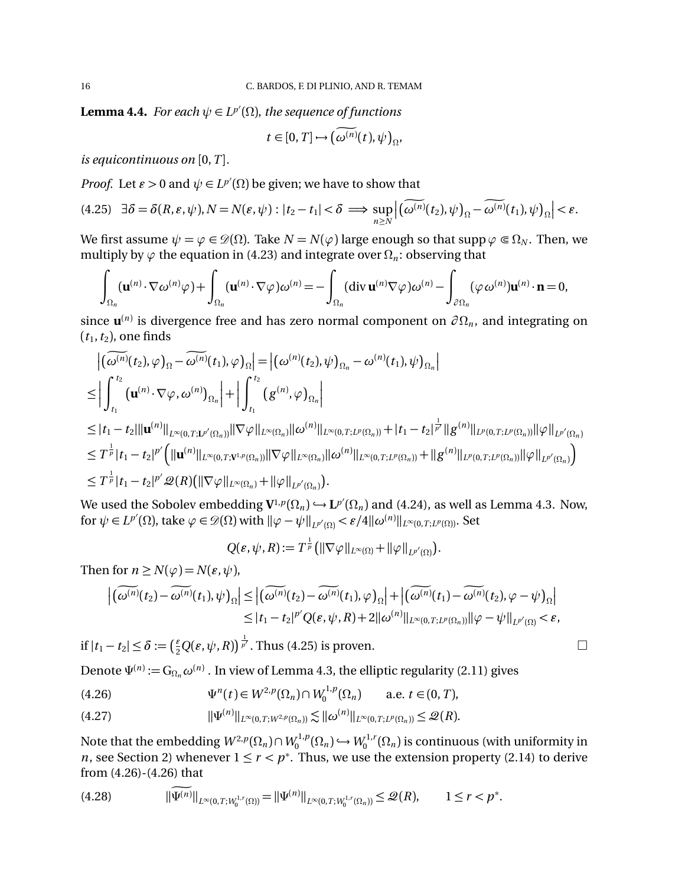**Lemma 4.4.** *For each $\psi \in L^{p'}(\Omega)$, the sequence of functions*

$$t \in [0,T] \mapsto \big(\widetilde{\omega^{(n)}}(t), \psi\big)_\Omega,$$

*is equicontinuous on $[0,T]$.*

*Proof.* Let $\varepsilon > 0$ and $\psi \in L^{p'}(\Omega)$ be given; we have to show that

$$\exists \delta = \delta(R,\varepsilon,\psi), N = N(\varepsilon,\psi) : |t_2 - t_1| < \delta \implies \sup_{n \geq N} \Big| \big(\widetilde{\omega^{(n)}}(t_2), \psi\big)_\Omega - \widetilde{\omega^{(n)}}(t_1), \psi\big)_\Omega \Big| < \varepsilon. \tag{4.25}$$

We first assume $\psi = \varphi \in \mathscr{D}(\Omega)$. Take $N = N(\varphi)$ large enough so that $\operatorname{supp} \varphi \Subset \Omega_N$. Then, we multiply by $\varphi$ the equation in (4.23) and integrate over $\Omega_n$: observing that

$$\int_{\Omega_n} (\mathbf{u}^{(n)} \cdot \nabla \omega^{(n)} \varphi) + \int_{\Omega_n} (\mathbf{u}^{(n)} \cdot \nabla \varphi) \omega^{(n)} = -\int_{\Omega_n} (\operatorname{div} \mathbf{u}^{(n)} \nabla \varphi) \omega^{(n)} - \int_{\partial \Omega_n} (\varphi \, \omega^{(n)}) \mathbf{u}^{(n)} \cdot \mathbf{n} = 0,$$

since $\mathbf{u}^{(n)}$ is divergence free and has zero normal component on $\partial\Omega_n$, and integrating on $(t_1, t_2)$, one finds

$$\begin{aligned}
&\Big| \big(\widetilde{\omega^{(n)}}(t_2), \varphi\big)_\Omega - \widetilde{\omega^{(n)}}(t_1), \varphi\big)_\Omega \Big| = \Big| \big(\omega^{(n)}(t_2), \psi\big)_{\Omega_n} - \omega^{(n)}(t_1), \psi\big)_{\Omega_n} \Big| \\
&\leq \Big| \int_{t_1}^{t_2} \big(\mathbf{u}^{(n)} \cdot \nabla \varphi, \omega^{(n)}\big)_{\Omega_n} \Big| + \Big| \int_{t_1}^{t_2} \big(g^{(n)}, \varphi\big)_{\Omega_n} \Big| \\
&\leq |t_1 - t_2| \|\mathbf{u}^{(n)}\|_{L^\infty(0,T;\mathbf{L}^{p'}(\Omega_n))} \|\nabla \varphi\|_{L^\infty(\Omega_n)} \|\omega^{(n)}\|_{L^\infty(0,T;L^p(\Omega_n))} + |t_1 - t_2|^{\frac{1}{p'}} \|g^{(n)}\|_{L^p(0,T;L^p(\Omega_n))} \|\varphi\|_{L^{p'}(\Omega_n)} \\
&\leq T^{\frac{1}{p}} |t_1 - t_2|^{p'} \Big( \|\mathbf{u}^{(n)}\|_{L^\infty(0,T;\mathbf{V}^{1,p}(\Omega_n))} \|\nabla \varphi\|_{L^\infty(\Omega_n)} \|\omega^{(n)}\|_{L^\infty(0,T;L^p(\Omega_n))} + \|g^{(n)}\|_{L^p(0,T;L^p(\Omega_n))} \|\varphi\|_{L^{p'}(\Omega_n)} \Big) \\
&\leq T^{\frac{1}{p}} |t_1 - t_2|^{p'} \mathscr{Q}(R) \big( \|\nabla \varphi\|_{L^\infty(\Omega_n)} + \|\varphi\|_{L^{p'}(\Omega_n)} \big).
\end{aligned}$$

We used the Sobolev embedding $\mathbf{V}^{1,p}(\Omega_n) \hookrightarrow \mathbf{L}^{p'}(\Omega_n)$ and (4.24), as well as Lemma 4.3. Now, for $\psi \in L^{p'}(\Omega)$, take $\varphi \in \mathscr{D}(\Omega)$ with $\|\varphi - \psi\|_{L^{p'}(\Omega)} < \varepsilon / 4 \|\omega^{(n)}\|_{L^\infty(0,T;L^p(\Omega))}$. Set

$$Q(\varepsilon, \psi, R) := T^{\frac{1}{p}} \big( \|\nabla \varphi\|_{L^\infty(\Omega)} + \|\varphi\|_{L^{p'}(\Omega)} \big).$$

Then for $n \geq N(\varphi) = N(\varepsilon, \psi)$,

$$\begin{aligned}
\Big| \big(\widetilde{\omega^{(n)}}(t_2) - \widetilde{\omega^{(n)}}(t_1), \psi\big)_\Omega \Big| &\leq \Big| \big(\widetilde{\omega^{(n)}}(t_2) - \widetilde{\omega^{(n)}}(t_1), \varphi\big)_\Omega \Big| + \Big| \big(\widetilde{\omega^{(n)}}(t_1) - \widetilde{\omega^{(n)}}(t_2), \varphi - \psi\big)_\Omega \Big| \\
&\leq |t_1 - t_2|^{p'} Q(\varepsilon, \psi, R) + 2 \|\omega^{(n)}\|_{L^\infty(0,T;L^p(\Omega_n))} \|\varphi - \psi\|_{L^{p'}(\Omega)} < \varepsilon,
\end{aligned}$$

if $|t_1 - t_2| \leq \delta := \big( \frac{\varepsilon}{2} Q(\varepsilon, \psi, R) \big)^{\frac{1}{p'}}$. Thus (4.25) is proven. □

Denote $\Psi^{(n)} := \mathrm{G}_{\Omega_n} \omega^{(n)}$. In view of Lemma 4.3, the elliptic regularity (2.11) gives

$$\Psi^n(t) \in W^{2,p}(\Omega_n) \cap W_0^{1,p}(\Omega_n) \qquad \text{a.e. } t \in (0,T), \tag{4.26}$$

$$\|\Psi^{(n)}\|_{L^\infty(0,T;W^{2,p}(\Omega_n))} \lesssim \|\omega^{(n)}\|_{L^\infty(0,T;L^p(\Omega_n))} \leq \mathscr{Q}(R). \tag{4.27}$$

Note that the embedding $W^{2,p}(\Omega_n) \cap W_0^{1,p}(\Omega_n) \hookrightarrow W_0^{1,r}(\Omega_n)$ is continuous (with uniformity in $n$, see Section 2) whenever $1 \leq r < p^*$. Thus, we use the extension property (2.14) to derive from (4.26)-(4.26) that

$$\|\widetilde{\Psi^{(n)}}\|_{L^\infty(0,T;W_0^{1,r}(\Omega))} = \|\Psi^{(n)}\|_{L^\infty(0,T;W_0^{1,r}(\Omega_n))} \leq \mathscr{Q}(R), \qquad 1 \leq r < p^*. \tag{4.28}$$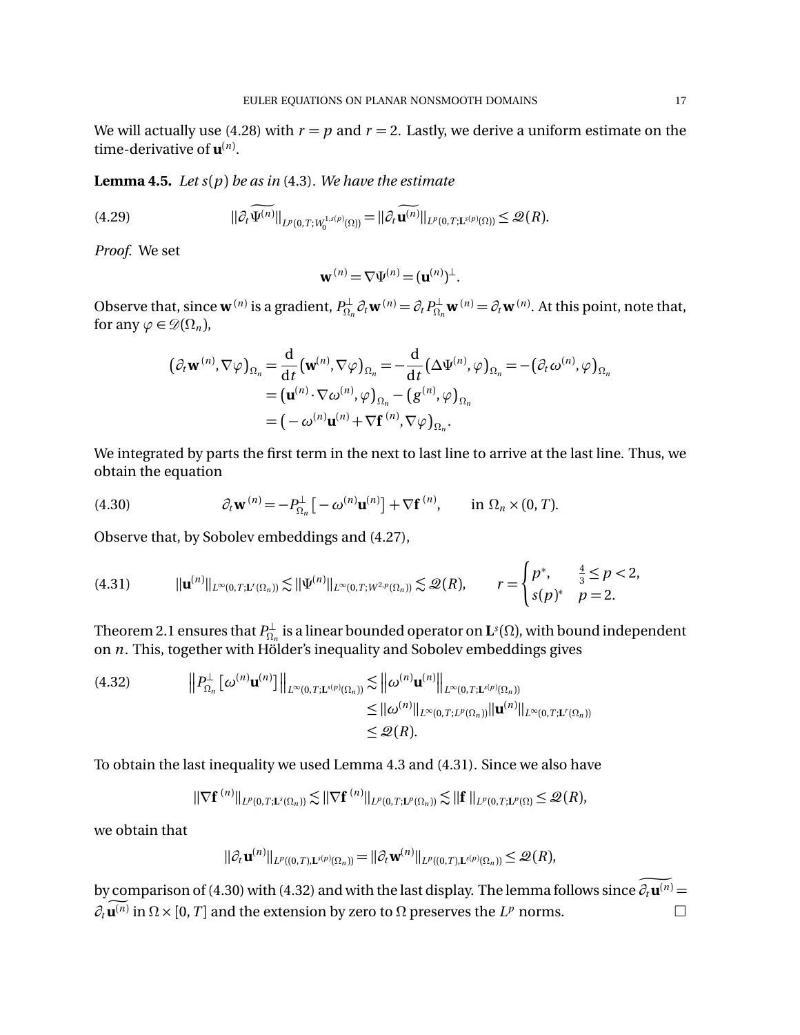We will actually use (4.28) with $r = p$ and $r = 2$. Lastly, we derive a uniform estimate on the time-derivative of $\mathbf{u}^{(n)}$.

**Lemma 4.5.** *Let $s(p)$ be as in* (4.3). *We have the estimate*

$$\|\partial_t \widetilde{\Psi^{(n)}}\|_{L^p(0,T;W_0^{1,s(p)}(\Omega))} = \|\partial_t \widetilde{\mathbf{u}^{(n)}}\|_{L^p(0,T;\mathbf{L}^{s(p)}(\Omega))} \le \mathcal{Q}(R). \tag{4.29}$$

*Proof.* We set

$$\mathbf{w}^{(n)} = \nabla \Psi^{(n)} = (\mathbf{u}^{(n)})^{\perp}.$$

Observe that, since $\mathbf{w}^{(n)}$ is a gradient, $P^{\perp}_{\Omega_n} \partial_t \mathbf{w}^{(n)} = \partial_t P^{\perp}_{\Omega_n} \mathbf{w}^{(n)} = \partial_t \mathbf{w}^{(n)}$. At this point, note that, for any $\varphi \in \mathcal{D}(\Omega_n)$,

$$\begin{aligned}
\big(\partial_t \mathbf{w}^{(n)}, \nabla \varphi\big)_{\Omega_n} &= \frac{\mathrm{d}}{\mathrm{d}t}\big(\mathbf{w}^{(n)}, \nabla \varphi\big)_{\Omega_n} = -\frac{\mathrm{d}}{\mathrm{d}t}\big(\Delta \Psi^{(n)}, \varphi\big)_{\Omega_n} = -\big(\partial_t \omega^{(n)}, \varphi\big)_{\Omega_n} \\
&= \big(\mathbf{u}^{(n)} \cdot \nabla \omega^{(n)}, \varphi\big)_{\Omega_n} - \big(g^{(n)}, \varphi\big)_{\Omega_n} \\
&= \big(-\omega^{(n)} \mathbf{u}^{(n)} + \nabla \mathbf{f}^{(n)}, \nabla \varphi\big)_{\Omega_n}.
\end{aligned}$$

We integrated by parts the first term in the next to last line to arrive at the last line. Thus, we obtain the equation

$$\partial_t \mathbf{w}^{(n)} = -P^{\perp}_{\Omega_n}\big[-\omega^{(n)} \mathbf{u}^{(n)}\big] + \nabla \mathbf{f}^{(n)}, \qquad \text{in } \Omega_n \times (0,T). \tag{4.30}$$

Observe that, by Sobolev embeddings and (4.27),

$$\|\mathbf{u}^{(n)}\|_{L^\infty(0,T;\mathbf{L}^r(\Omega_n))} \lesssim \|\Psi^{(n)}\|_{L^\infty(0,T;W^{2,p}(\Omega_n))} \lesssim \mathcal{Q}(R), \qquad r = \begin{cases} p^*, & \frac{4}{3} \le p < 2, \\ s(p)^* & p = 2. \end{cases} \tag{4.31}$$

Theorem 2.1 ensures that $P^{\perp}_{\Omega_n}$ is a linear bounded operator on $\mathbf{L}^s(\Omega)$, with bound independent on $n$. This, together with Hölder's inequality and Sobolev embeddings gives

$$\begin{aligned}
\Big\| P^{\perp}_{\Omega_n}\big[\omega^{(n)} \mathbf{u}^{(n)}\big]\Big\|_{L^\infty(0,T;\mathbf{L}^{s(p)}(\Omega_n))} &\lesssim \Big\|\omega^{(n)} \mathbf{u}^{(n)}\Big\|_{L^\infty(0,T;\mathbf{L}^{s(p)}(\Omega_n))} \\
&\le \|\omega^{(n)}\|_{L^\infty(0,T;L^p(\Omega_n))} \|\mathbf{u}^{(n)}\|_{L^\infty(0,T;\mathbf{L}^r(\Omega_n))} \\
&\le \mathcal{Q}(R).
\end{aligned} \tag{4.32}$$

To obtain the last inequality we used Lemma 4.3 and (4.31). Since we also have

$$\|\nabla \mathbf{f}^{(n)}\|_{L^p(0,T;\mathbf{L}^s(\Omega_n))} \lesssim \|\nabla \mathbf{f}^{(n)}\|_{L^p(0,T;\mathbf{L}^p(\Omega_n))} \lesssim \|\mathbf{f}\|_{L^p(0,T;\mathbf{L}^p(\Omega)} \le \mathcal{Q}(R),$$

we obtain that

$$\|\partial_t \mathbf{u}^{(n)}\|_{L^p((0,T),\mathbf{L}^{s(p)}(\Omega_n))} = \|\partial_t \mathbf{w}^{(n)}\|_{L^p((0,T),\mathbf{L}^{s(p)}(\Omega_n))} \le \mathcal{Q}(R),$$

by comparison of (4.30) with (4.32) and with the last display. The lemma follows since $\widetilde{\partial_t \mathbf{u}^{(n)}} = \partial_t \widetilde{\mathbf{u}^{(n)}}$ in $\Omega \times [0,T]$ and the extension by zero to $\Omega$ preserves the $L^p$ norms. □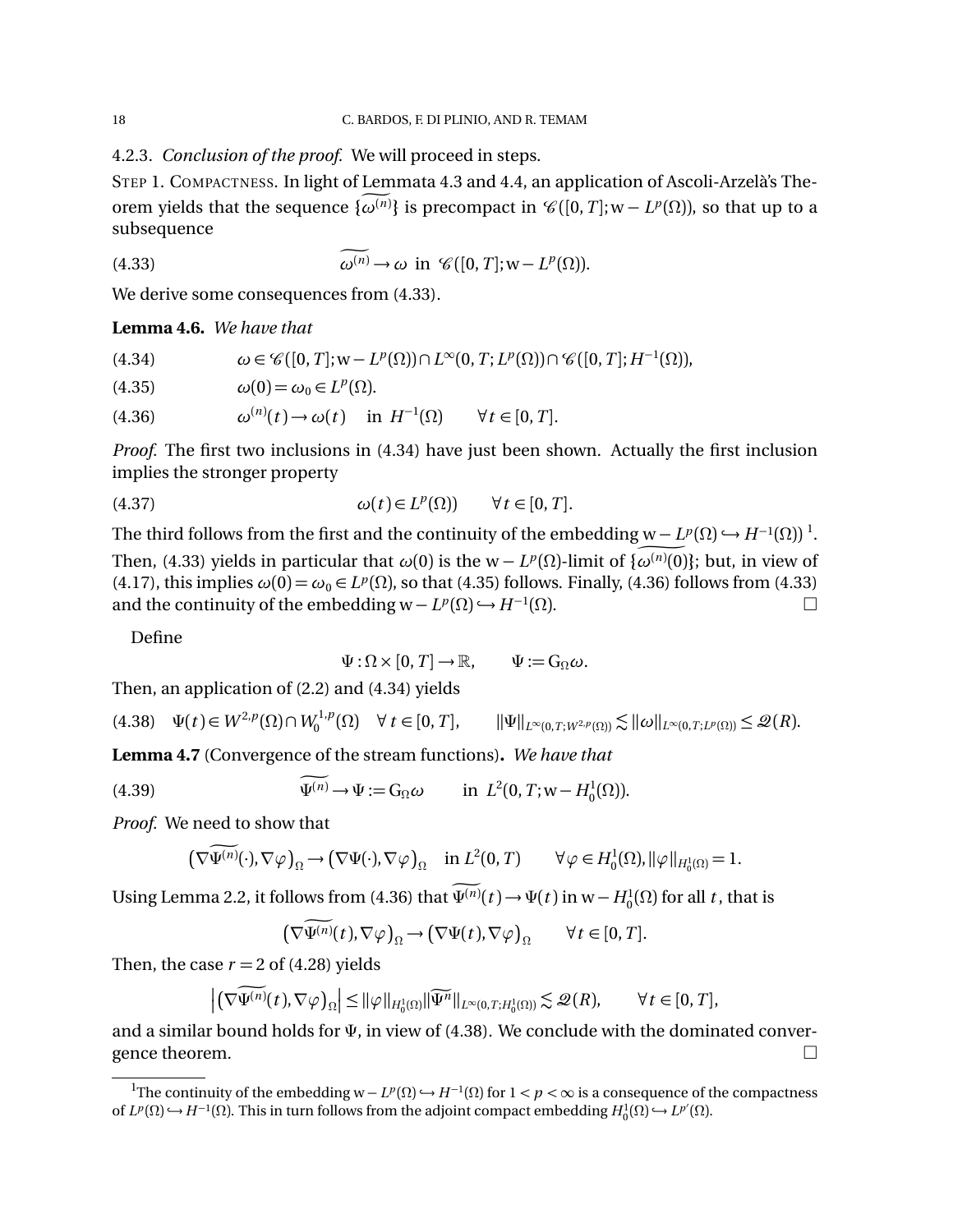4.2.3. *Conclusion of the proof.* We will proceed in steps.

STEP 1. COMPACTNESS. In light of Lemmata 4.3 and 4.4, an application of Ascoli-Arzelà's Theorem yields that the sequence $\{\widetilde{\omega^{(n)}}\}$ is precompact in $\mathscr{C}([0,T];\mathrm{w}-L^p(\Omega))$, so that up to a subsequence

$$\widetilde{\omega^{(n)}} \to \omega \ \text{ in } \ \mathscr{C}([0,T];\mathrm{w}-L^p(\Omega)). \tag{4.33}$$

We derive some consequences from (4.33).

**Lemma 4.6.** *We have that*

$$\omega \in \mathscr{C}([0,T];\mathrm{w}-L^p(\Omega)) \cap L^\infty(0,T;L^p(\Omega)) \cap \mathscr{C}([0,T];H^{-1}(\Omega)), \tag{4.34}$$

$$\omega(0) = \omega_0 \in L^p(\Omega). \tag{4.35}$$

$$\omega^{(n)}(t) \to \omega(t) \quad \text{in } H^{-1}(\Omega) \qquad \forall t \in [0,T]. \tag{4.36}$$

*Proof.* The first two inclusions in (4.34) have just been shown. Actually the first inclusion implies the stronger property

$$\omega(t) \in L^p(\Omega)) \qquad \forall t \in [0,T]. \tag{4.37}$$

The third follows from the first and the continuity of the embedding $\mathrm{w}-L^p(\Omega) \hookrightarrow H^{-1}(\Omega))$ [1]. Then, (4.33) yields in particular that $\omega(0)$ is the $\mathrm{w}-L^p(\Omega)$-limit of $\{\widetilde{\omega^{(n)}(0)}\}$; but, in view of (4.17), this implies $\omega(0) = \omega_0 \in L^p(\Omega)$, so that (4.35) follows. Finally, (4.36) follows from (4.33) and the continuity of the embedding $\mathrm{w}-L^p(\Omega) \hookrightarrow H^{-1}(\Omega)$. $\square$

Define

$$\Psi : \Omega \times [0,T] \to \mathbb{R}, \qquad \Psi := \mathrm{G}_\Omega \omega.$$

Then, an application of (2.2) and (4.34) yields

$$\Psi(t) \in W^{2,p}(\Omega) \cap W_0^{1,p}(\Omega) \quad \forall\, t \in [0,T], \qquad \|\Psi\|_{L^\infty(0,T;W^{2,p}(\Omega))} \lesssim \|\omega\|_{L^\infty(0,T;L^p(\Omega))} \leq \mathscr{Q}(R). \tag{4.38}$$

**Lemma 4.7** (Convergence of the stream functions)**.** *We have that*

$$\widetilde{\Psi^{(n)}} \to \Psi := \mathrm{G}_\Omega \omega \qquad \text{in } \ L^2(0,T;\mathrm{w}-H_0^1(\Omega)). \tag{4.39}$$

*Proof.* We need to show that

$$\big(\nabla\widetilde{\Psi^{(n)}}(\cdot), \nabla\varphi\big)_\Omega \to \big(\nabla\Psi(\cdot), \nabla\varphi\big)_\Omega \quad \text{in } L^2(0,T) \qquad \forall \varphi \in H_0^1(\Omega), \|\varphi\|_{H_0^1(\Omega)} = 1.$$

Using Lemma 2.2, it follows from (4.36) that $\widetilde{\Psi^{(n)}}(t) \to \Psi(t)$ in $\mathrm{w}-H_0^1(\Omega)$ for all $t$, that is

$$\big(\nabla\widetilde{\Psi^{(n)}}(t), \nabla\varphi\big)_\Omega \to \big(\nabla\Psi(t), \nabla\varphi\big)_\Omega \qquad \forall t \in [0,T].$$

Then, the case $r = 2$ of (4.28) yields

$$\Big|\big(\nabla\widetilde{\Psi^{(n)}}(t), \nabla\varphi\big)_\Omega\Big| \leq \|\varphi\|_{H_0^1(\Omega)} \|\widetilde{\Psi^n}\|_{L^\infty(0,T;H_0^1(\Omega))} \lesssim \mathscr{Q}(R), \qquad \forall t \in [0,T],$$

and a similar bound holds for $\Psi$, in view of (4.38). We conclude with the dominated convergence theorem. $\square$

---

[1] The continuity of the embedding $\mathrm{w}-L^p(\Omega) \hookrightarrow H^{-1}(\Omega)$ for $1 < p < \infty$ is a consequence of the compactness of $L^p(\Omega) \hookrightarrow H^{-1}(\Omega)$. This in turn follows from the adjoint compact embedding $H_0^1(\Omega) \hookrightarrow L^{p'}(\Omega)$.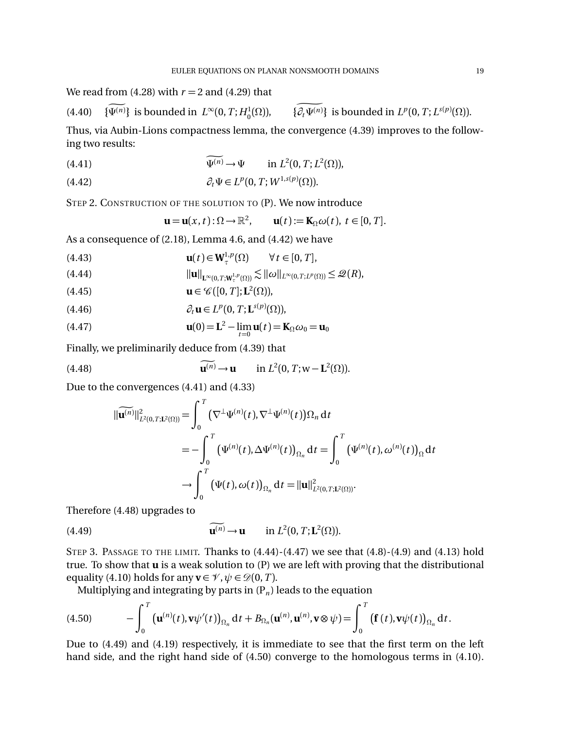We read from (4.28) with $r=2$ and (4.29) that

$$\{\widetilde{\Psi^{(n)}}\} \text{ is bounded in } L^\infty(0,T;H^1_0(\Omega)), \qquad \{\widetilde{\partial_t \Psi^{(n)}}\} \text{ is bounded in } L^p(0,T;L^{s(p)}(\Omega)). \tag{4.40}$$

Thus, via Aubin-Lions compactness lemma, the convergence (4.39) improves to the following two results:

$$\widetilde{\Psi^{(n)}} \to \Psi \qquad \text{in } L^2(0,T;L^2(\Omega)), \tag{4.41}$$

$$\partial_t \Psi \in L^p(0,T;W^{1,s(p)}(\Omega)). \tag{4.42}$$

STEP 2. CONSTRUCTION OF THE SOLUTION TO (P). We now introduce

$$\mathbf{u} = \mathbf{u}(x,t) : \Omega \to \mathbb{R}^2, \qquad \mathbf{u}(t) := \mathbf{K}_\Omega \omega(t),\ t \in [0,T].$$

As a consequence of (2.18), Lemma 4.6, and (4.42) we have

$$\mathbf{u}(t) \in \mathbf{W}^{1,p}_\tau(\Omega) \qquad \forall t \in [0,T], \tag{4.43}$$

$$\|\mathbf{u}\|_{\mathbf{L}^\infty(0,T;\mathbf{W}^{1,p}_\tau(\Omega))} \lesssim \|\omega\|_{L^\infty(0,T;L^p(\Omega))} \le \mathscr{Q}(R), \tag{4.44}$$

$$\mathbf{u} \in \mathscr{C}([0,T];\mathbf{L}^2(\Omega)), \tag{4.45}$$

$$\partial_t \mathbf{u} \in L^p(0,T;\mathbf{L}^{s(p)}(\Omega)), \tag{4.46}$$

$$\mathbf{u}(0) = \mathbf{L}^2 - \lim_{t=0} \mathbf{u}(t) = \mathbf{K}_\Omega \omega_0 = \mathbf{u}_0 \tag{4.47}$$

Finally, we preliminarily deduce from (4.39) that

$$\widetilde{\mathbf{u}^{(n)}} \to \mathbf{u} \qquad \text{in } L^2(0,T;\mathrm{w}-\mathbf{L}^2(\Omega)). \tag{4.48}$$

Due to the convergences (4.41) and (4.33)

$$\begin{aligned}
\|\widetilde{\mathbf{u}^{(n)}}\|^2_{L^2(0,T;\mathbf{L}^2(\Omega))} &= \int_0^T \big(\nabla^\perp \Psi^{(n)}(t), \nabla^\perp \Psi^{(n)}(t)\big)\Omega_n \,\mathrm{d}t \\
&= -\int_0^T \big(\Psi^{(n)}(t), \Delta \Psi^{(n)}(t)\big)_{\Omega_n} \mathrm{d}t = \int_0^T \big(\Psi^{(n)}(t), \omega^{(n)}(t)\big)_\Omega \mathrm{d}t \\
&\to \int_0^T \big(\Psi(t), \omega(t)\big)_{\Omega_n} \mathrm{d}t = \|\mathbf{u}\|^2_{L^2(0,T;\mathbf{L}^2(\Omega))}.
\end{aligned}$$

Therefore (4.48) upgrades to

$$\widetilde{\mathbf{u}^{(n)}} \to \mathbf{u} \qquad \text{in } L^2(0,T;\mathbf{L}^2(\Omega)). \tag{4.49}$$

STEP 3. PASSAGE TO THE LIMIT. Thanks to (4.44)-(4.47) we see that (4.8)-(4.9) and (4.13) hold true. To show that $\mathbf{u}$ is a weak solution to (P) we are left with proving that the distributional equality (4.10) holds for any $\mathbf{v} \in \mathscr{V}$, $\psi \in \mathscr{D}(0,T)$.

Multiplying and integrating by parts in (P$_n$) leads to the equation

$$-\int_0^T \big(\mathbf{u}^{(n)}(t), \mathbf{v}\psi'(t)\big)_{\Omega_n} \mathrm{d}t + B_{\Omega_n}(\mathbf{u}^{(n)}, \mathbf{u}^{(n)}, \mathbf{v}\otimes\psi) = \int_0^T \big(\mathbf{f}(t), \mathbf{v}\psi(t)\big)_{\Omega_n} \mathrm{d}t. \tag{4.50}$$

Due to (4.49) and (4.19) respectively, it is immediate to see that the first term on the left hand side, and the right hand side of (4.50) converge to the homologous terms in (4.10).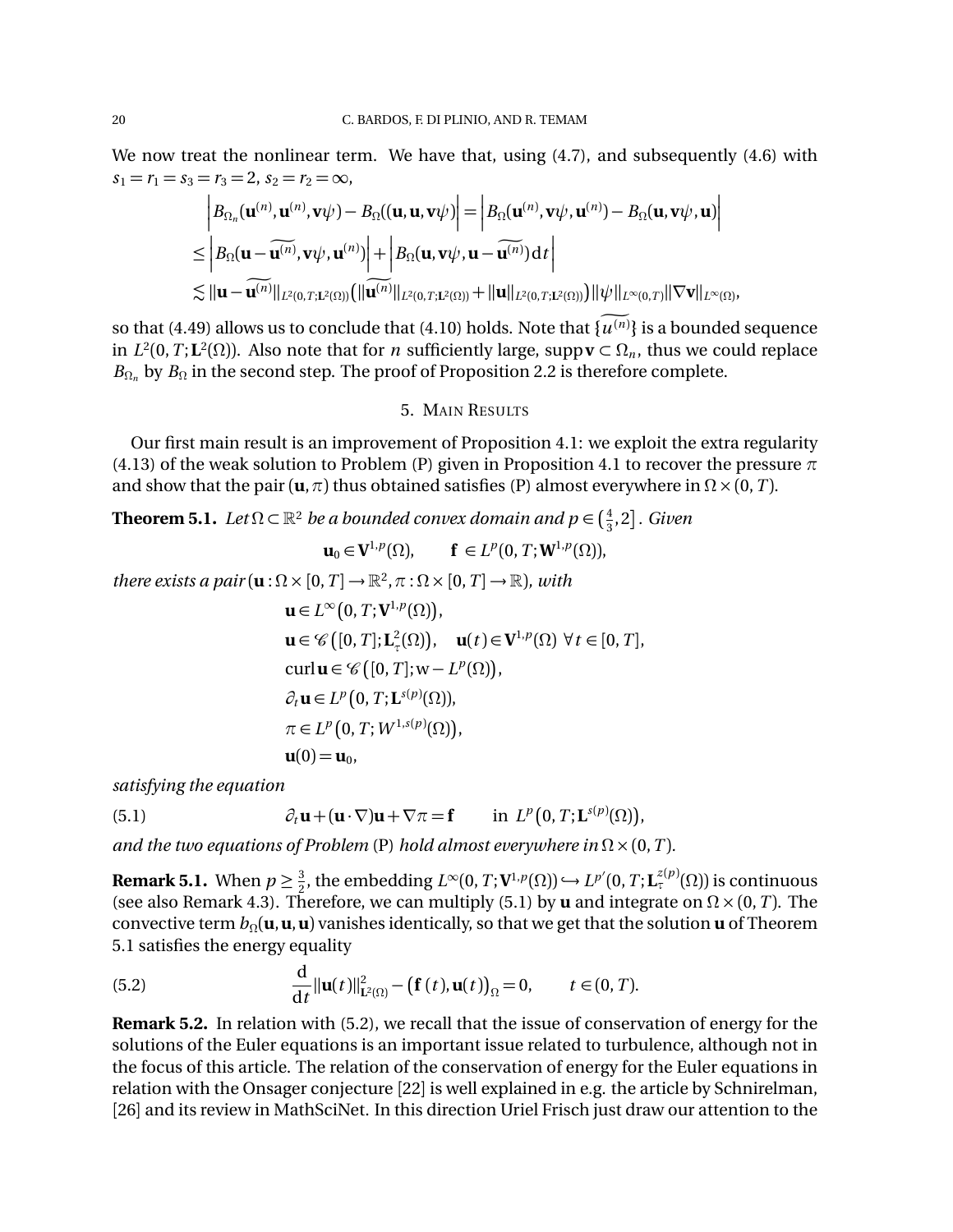We now treat the nonlinear term. We have that, using (4.7), and subsequently (4.6) with $s_1 = r_1 = s_3 = r_3 = 2$, $s_2 = r_2 = \infty$,

$$
\begin{aligned}
&\left| B_{\Omega_n}(\mathbf{u}^{(n)}, \mathbf{u}^{(n)}, \mathbf{v}\psi) - B_{\Omega}((\mathbf{u}, \mathbf{u}, \mathbf{v}\psi) \right| = \left| B_{\Omega}(\mathbf{u}^{(n)}, \mathbf{v}\psi, \mathbf{u}^{(n)}) - B_{\Omega}(\mathbf{u}, \mathbf{v}\psi, \mathbf{u}) \right| \\
&\leq \left| B_{\Omega}(\mathbf{u} - \widetilde{\mathbf{u}^{(n)}}, \mathbf{v}\psi, \mathbf{u}^{(n)}) \right| + \left| B_{\Omega}(\mathbf{u}, \mathbf{v}\psi, \mathbf{u} - \widetilde{\mathbf{u}^{(n)}})\,\mathrm{d}t \right| \\
&\lesssim \|\mathbf{u} - \widetilde{\mathbf{u}^{(n)}}\|_{L^2(0,T;\mathbf{L}^2(\Omega))} \big( \|\widetilde{\mathbf{u}^{(n)}}\|_{L^2(0,T;\mathbf{L}^2(\Omega))} + \|\mathbf{u}\|_{L^2(0,T;\mathbf{L}^2(\Omega))} \big) \|\psi\|_{L^\infty(0,T)} \|\nabla \mathbf{v}\|_{L^\infty(\Omega)},
\end{aligned}
$$

so that (4.49) allows us to conclude that (4.10) holds. Note that $\{\widetilde{u^{(n)}}\}$ is a bounded sequence in $L^2(0,T;\mathbf{L}^2(\Omega))$. Also note that for $n$ sufficiently large, $\operatorname{supp}\mathbf{v} \subset \Omega_n$, thus we could replace $B_{\Omega_n}$ by $B_\Omega$ in the second step. The proof of Proposition 2.2 is therefore complete.

## 5. Main Results

Our first main result is an improvement of Proposition 4.1: we exploit the extra regularity (4.13) of the weak solution to Problem (P) given in Proposition 4.1 to recover the pressure $\pi$ and show that the pair $(\mathbf{u}, \pi)$ thus obtained satisfies (P) almost everywhere in $\Omega \times (0,T)$.

**Theorem 5.1.** *Let $\Omega \subset \mathbb{R}^2$ be a bounded convex domain and $p \in \left(\frac{4}{3}, 2\right]$. Given*

$$\mathbf{u}_0 \in \mathbf{V}^{1,p}(\Omega), \qquad \mathbf{f} \in L^p(0,T;\mathbf{W}^{1,p}(\Omega)),$$

*there exists a pair $(\mathbf{u} : \Omega \times [0,T] \to \mathbb{R}^2, \pi : \Omega \times [0,T] \to \mathbb{R})$, with*

$$
\begin{aligned}
&\mathbf{u} \in L^\infty\big(0,T;\mathbf{V}^{1,p}(\Omega)\big), \\
&\mathbf{u} \in \mathscr{C}\big([0,T];\mathbf{L}^2_\tau(\Omega)\big), \quad \mathbf{u}(t) \in \mathbf{V}^{1,p}(\Omega) \ \forall\, t \in [0,T], \\
&\operatorname{curl}\mathbf{u} \in \mathscr{C}\big([0,T];\mathrm{w}-L^p(\Omega)\big), \\
&\partial_t \mathbf{u} \in L^p\big(0,T;\mathbf{L}^{s(p)}(\Omega)\big), \\
&\pi \in L^p\big(0,T;W^{1,s(p)}(\Omega)\big), \\
&\mathbf{u}(0) = \mathbf{u}_0,
\end{aligned}
$$

*satisfying the equation*

$$\partial_t \mathbf{u} + (\mathbf{u}\cdot\nabla)\mathbf{u} + \nabla\pi = \mathbf{f} \qquad \text{in } L^p\big(0,T;\mathbf{L}^{s(p)}(\Omega)\big), \tag{5.1}$$

*and the two equations of Problem* (P) *hold almost everywhere in $\Omega \times (0,T)$.*

**Remark 5.1.** When $p \geq \frac{3}{2}$, the embedding $L^\infty(0,T;\mathbf{V}^{1,p}(\Omega)) \hookrightarrow L^{p'}(0,T;\mathbf{L}^{z(p)}_\tau(\Omega))$ is continuous (see also Remark 4.3). Therefore, we can multiply (5.1) by $\mathbf{u}$ and integrate on $\Omega \times (0,T)$. The convective term $b_\Omega(\mathbf{u},\mathbf{u},\mathbf{u})$ vanishes identically, so that we get that the solution $\mathbf{u}$ of Theorem 5.1 satisfies the energy equality

$$\frac{\mathrm{d}}{\mathrm{d}t}\|\mathbf{u}(t)\|^2_{\mathbf{L}^2(\Omega)} - \big(\mathbf{f}\,(t), \mathbf{u}(t)\big)_\Omega = 0, \qquad t \in (0,T). \tag{5.2}$$

**Remark 5.2.** In relation with (5.2), we recall that the issue of conservation of energy for the solutions of the Euler equations is an important issue related to turbulence, although not in the focus of this article. The relation of the conservation of energy for the Euler equations in relation with the Onsager conjecture [22] is well explained in e.g. the article by Schnirelman, [26] and its review in MathSciNet. In this direction Uriel Frisch just draw our attention to the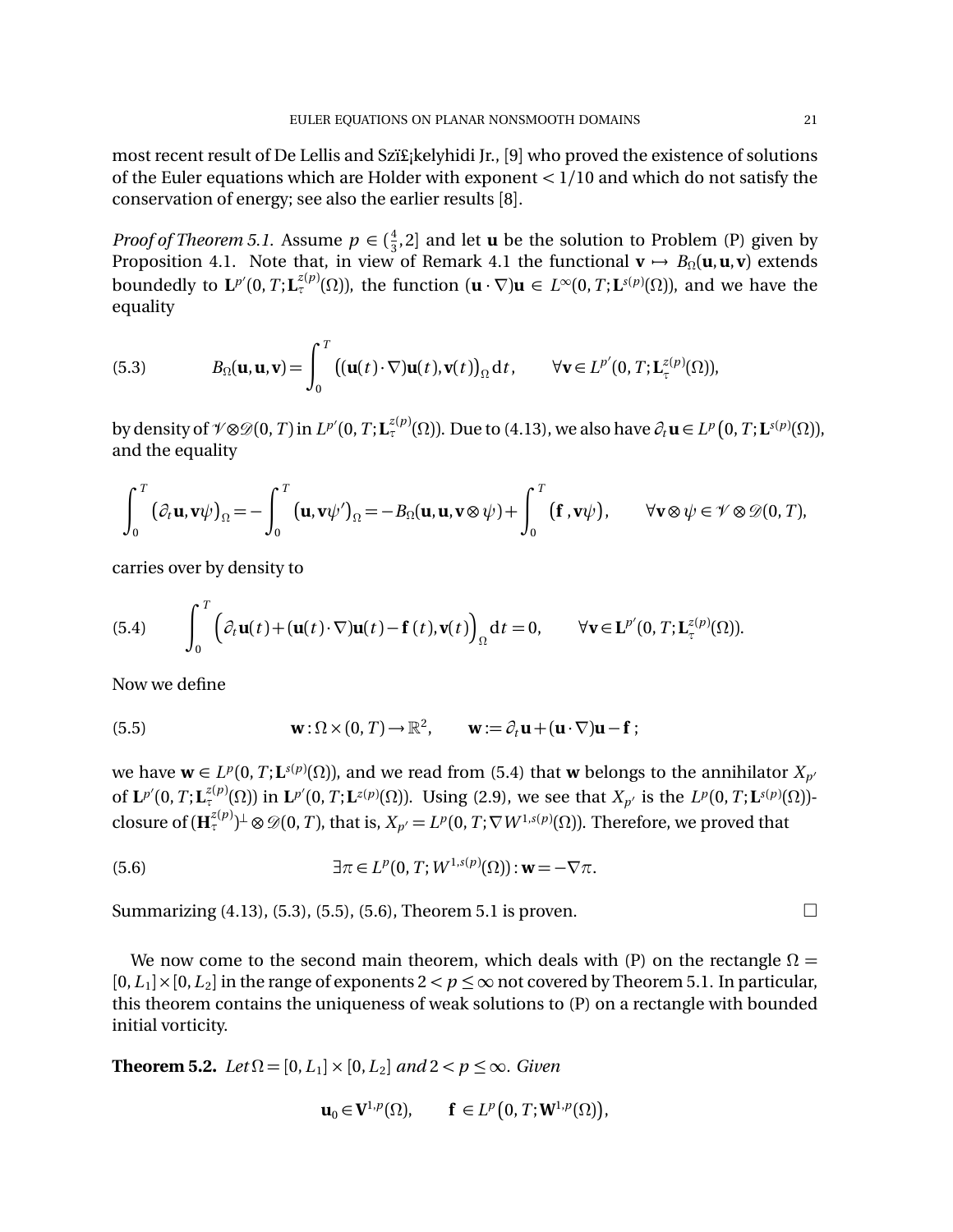most recent result of De Lellis and Szï£¡kelyhidi Jr., [9] who proved the existence of solutions of the Euler equations which are Holder with exponent $< 1/10$ and which do not satisfy the conservation of energy; see also the earlier results [8].

*Proof of Theorem 5.1.* Assume $p \in (\frac{4}{3}, 2]$ and let $\mathbf{u}$ be the solution to Problem (P) given by Proposition 4.1. Note that, in view of Remark 4.1 the functional $\mathbf{v} \mapsto B_\Omega(\mathbf{u}, \mathbf{u}, \mathbf{v})$ extends boundedly to $\mathbf{L}^{p'}(0, T; \mathbf{L}_\tau^{z(p)}(\Omega))$, the function $(\mathbf{u} \cdot \nabla)\mathbf{u} \in L^\infty(0, T; \mathbf{L}^{s(p)}(\Omega))$, and we have the equality

$$
B_\Omega(\mathbf{u}, \mathbf{u}, \mathbf{v}) = \int_0^T \big((\mathbf{u}(t) \cdot \nabla)\mathbf{u}(t), \mathbf{v}(t)\big)_\Omega \, \mathrm{d}t, \qquad \forall \mathbf{v} \in L^{p'}(0, T; \mathbf{L}_\tau^{z(p)}(\Omega)), \tag{5.3}
$$

by density of $\mathscr{V} \otimes \mathscr{D}(0, T)$ in $L^{p'}(0, T; \mathbf{L}_\tau^{z(p)}(\Omega))$. Due to (4.13), we also have $\partial_t \mathbf{u} \in L^p\big(0, T; \mathbf{L}^{s(p)}(\Omega)\big)$, and the equality

$$
\int_0^T \big(\partial_t \mathbf{u}, \mathbf{v}\psi\big)_\Omega = -\int_0^T \big(\mathbf{u}, \mathbf{v}\psi'\big)_\Omega = -B_\Omega(\mathbf{u}, \mathbf{u}, \mathbf{v} \otimes \psi) + \int_0^T \big(\mathbf{f}, \mathbf{v}\psi\big), \qquad \forall \mathbf{v} \otimes \psi \in \mathscr{V} \otimes \mathscr{D}(0, T),
$$

carries over by density to

$$
\int_0^T \Big(\partial_t \mathbf{u}(t) + (\mathbf{u}(t) \cdot \nabla)\mathbf{u}(t) - \mathbf{f}(t), \mathbf{v}(t)\Big)_\Omega \mathrm{d}t = 0, \qquad \forall \mathbf{v} \in \mathbf{L}^{p'}(0, T; \mathbf{L}_\tau^{z(p)}(\Omega)). \tag{5.4}
$$

Now we define

$$
\mathbf{w} : \Omega \times (0, T) \to \mathbb{R}^2, \qquad \mathbf{w} := \partial_t \mathbf{u} + (\mathbf{u} \cdot \nabla)\mathbf{u} - \mathbf{f}\,; \tag{5.5}
$$

we have $\mathbf{w} \in L^p(0, T; \mathbf{L}^{s(p)}(\Omega))$, and we read from (5.4) that $\mathbf{w}$ belongs to the annihilator $X_{p'}$ of $\mathbf{L}^{p'}(0, T; \mathbf{L}_\tau^{z(p)}(\Omega))$ in $\mathbf{L}^{p'}(0, T; \mathbf{L}^{z(p)}(\Omega))$. Using (2.9), we see that $X_{p'}$ is the $L^p(0, T; \mathbf{L}^{s(p)}(\Omega))$-closure of $(\mathbf{H}_\tau^{z(p)})^\perp \otimes \mathscr{D}(0, T)$, that is, $X_{p'} = L^p(0, T; \nabla W^{1, s(p)}(\Omega))$. Therefore, we proved that

$$
\exists \pi \in L^p(0, T; W^{1, s(p)}(\Omega)) : \mathbf{w} = -\nabla \pi. \tag{5.6}
$$

Summarizing (4.13), (5.3), (5.5), (5.6), Theorem 5.1 is proven. $\square$

We now come to the second main theorem, which deals with (P) on the rectangle $\Omega = [0, L_1] \times [0, L_2]$ in the range of exponents $2 < p \le \infty$ not covered by Theorem 5.1. In particular, this theorem contains the uniqueness of weak solutions to (P) on a rectangle with bounded initial vorticity.

**Theorem 5.2.** *Let* $\Omega = [0, L_1] \times [0, L_2]$ *and* $2 < p \le \infty$. *Given*

$$
\mathbf{u}_0 \in \mathbf{V}^{1,p}(\Omega), \qquad \mathbf{f} \in L^p\big(0, T; \mathbf{W}^{1,p}(\Omega)\big),
$$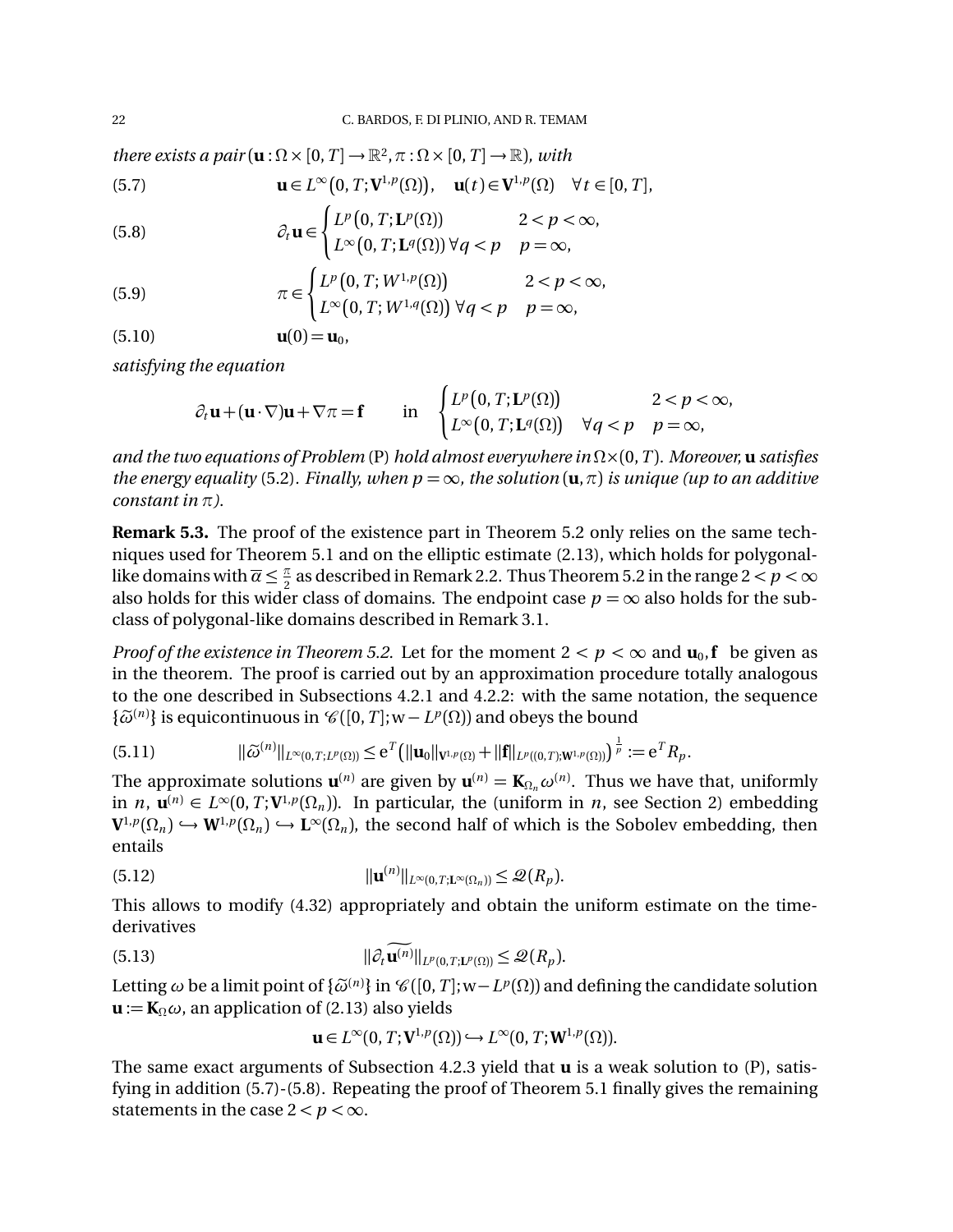*there exists a pair* $(\mathbf{u}:\Omega\times[0,T]\to\mathbb{R}^2, \pi:\Omega\times[0,T]\to\mathbb{R})$*, with*

$$\mathbf{u}\in L^\infty\big(0,T;\mathbf{V}^{1,p}(\Omega)\big), \quad \mathbf{u}(t)\in\mathbf{V}^{1,p}(\Omega) \quad \forall t\in[0,T], \tag{5.7}$$

$$\partial_t\mathbf{u}\in\begin{cases} L^p\big(0,T;\mathbf{L}^p(\Omega)\big) & 2<p<\infty,\\ L^\infty\big(0,T;\mathbf{L}^q(\Omega)\big)\,\forall q<p & p=\infty,\end{cases} \tag{5.8}$$

$$\pi\in\begin{cases} L^p\big(0,T;W^{1,p}(\Omega)\big) & 2<p<\infty,\\ L^\infty\big(0,T;W^{1,q}(\Omega)\big)\,\forall q<p & p=\infty,\end{cases} \tag{5.9}$$

$$\mathbf{u}(0)=\mathbf{u}_0, \tag{5.10}$$

*satisfying the equation*

$$\partial_t\mathbf{u}+(\mathbf{u}\cdot\nabla)\mathbf{u}+\nabla\pi=\mathbf{f} \qquad \text{in} \quad \begin{cases} L^p\big(0,T;\mathbf{L}^p(\Omega)\big) & 2<p<\infty,\\ L^\infty\big(0,T;\mathbf{L}^q(\Omega)\big) \quad \forall q<p & p=\infty,\end{cases}$$

*and the two equations of Problem* (P) *hold almost everywhere in* $\Omega\times(0,T)$*. Moreover,* $\mathbf{u}$ *satisfies the energy equality* (5.2)*. Finally, when* $p=\infty$*, the solution* $(\mathbf{u},\pi)$ *is unique (up to an additive constant in* $\pi$*).*

**Remark 5.3.** The proof of the existence part in Theorem 5.2 only relies on the same techniques used for Theorem 5.1 and on the elliptic estimate (2.13), which holds for polygonal-like domains with $\overline{\alpha}\leq\frac{\pi}{2}$ as described in Remark 2.2. Thus Theorem 5.2 in the range $2<p<\infty$ also holds for this wider class of domains. The endpoint case $p=\infty$ also holds for the subclass of polygonal-like domains described in Remark 3.1.

*Proof of the existence in Theorem 5.2.* Let for the moment $2<p<\infty$ and $\mathbf{u}_0,\mathbf{f}$ be given as in the theorem. The proof is carried out by an approximation procedure totally analogous to the one described in Subsections 4.2.1 and 4.2.2: with the same notation, the sequence $\{\widetilde{\omega}^{(n)}\}$ is equicontinuous in $\mathscr{C}([0,T];\mathrm{w}-L^p(\Omega))$ and obeys the bound

$$\|\widetilde{\omega}^{(n)}\|_{L^\infty(0,T;L^p(\Omega))}\leq \mathrm{e}^T\big(\|\mathbf{u}_0\|_{\mathbf{V}^{1,p}(\Omega)}+\|\mathbf{f}\|_{L^p((0,T);\mathbf{W}^{1,p}(\Omega))}\big)^{\frac{1}{p}}:=\mathrm{e}^T R_p. \tag{5.11}$$

The approximate solutions $\mathbf{u}^{(n)}$ are given by $\mathbf{u}^{(n)}=\mathbf{K}_{\Omega_n}\omega^{(n)}$. Thus we have that, uniformly in $n$, $\mathbf{u}^{(n)}\in L^\infty(0,T;\mathbf{V}^{1,p}(\Omega_n))$. In particular, the (uniform in $n$, see Section 2) embedding $\mathbf{V}^{1,p}(\Omega_n)\hookrightarrow\mathbf{W}^{1,p}(\Omega_n)\hookrightarrow\mathbf{L}^\infty(\Omega_n)$, the second half of which is the Sobolev embedding, then entails

$$\|\mathbf{u}^{(n)}\|_{L^\infty(0,T;\mathbf{L}^\infty(\Omega_n))}\leq\mathscr{Q}(R_p). \tag{5.12}$$

This allows to modify (4.32) appropriately and obtain the uniform estimate on the time-derivatives

$$\|\partial_t\widetilde{\mathbf{u}^{(n)}}\|_{L^p(0,T;\mathbf{L}^p(\Omega))}\leq\mathscr{Q}(R_p). \tag{5.13}$$

Letting $\omega$ be a limit point of $\{\widetilde{\omega}^{(n)}\}$ in $\mathscr{C}([0,T];\mathrm{w}-L^p(\Omega))$ and defining the candidate solution $\mathbf{u}:=\mathbf{K}_\Omega\omega$, an application of (2.13) also yields

$$\mathbf{u}\in L^\infty(0,T;\mathbf{V}^{1,p}(\Omega))\hookrightarrow L^\infty(0,T;\mathbf{W}^{1,p}(\Omega)).$$

The same exact arguments of Subsection 4.2.3 yield that $\mathbf{u}$ is a weak solution to (P), satisfying in addition (5.7)-(5.8). Repeating the proof of Theorem 5.1 finally gives the remaining statements in the case $2<p<\infty$.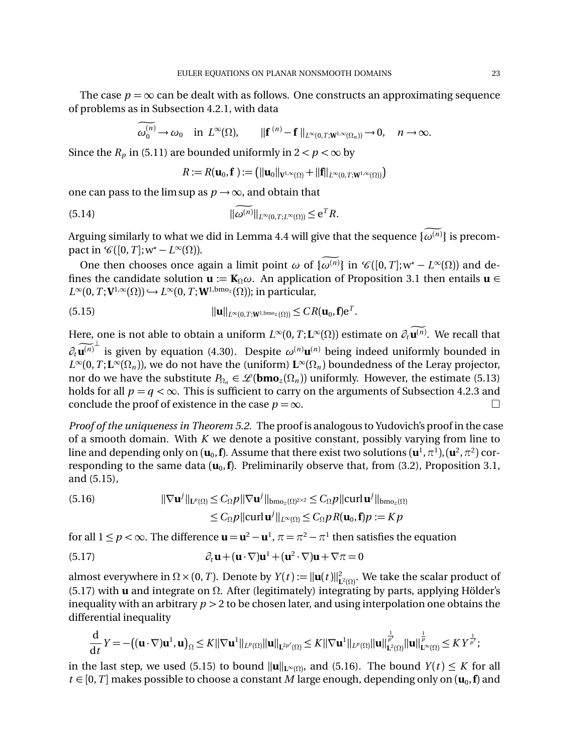The case $p = \infty$ can be dealt with as follows. One constructs an approximating sequence of problems as in Subsection 4.2.1, with data

$$\widetilde{\omega_0^{(n)}} \to \omega_0 \quad \text{in } L^\infty(\Omega), \qquad \|\mathbf{f}^{(n)} - \mathbf{f}\|_{L^\infty(0,T;\mathbf{W}^{1,\infty}(\Omega_n))} \to 0, \quad n \to \infty.$$

Since the $R_p$ in (5.11) are bounded uniformly in $2 < p < \infty$ by

$$R := R(\mathbf{u}_0, \mathbf{f}) := \left( \|\mathbf{u}_0\|_{\mathbf{V}^{1,\infty}(\Omega)} + \|\mathbf{f}\|_{L^\infty(0,T;\mathbf{W}^{1,\infty}(\Omega))} \right)$$

one can pass to the lim sup as $p \to \infty$, and obtain that

$$\|\widetilde{\omega^{(n)}}\|_{L^\infty(0,T;L^\infty(\Omega))} \le \mathrm{e}^T R. \tag{5.14}$$

Arguing similarly to what we did in Lemma 4.4 will give that the sequence $\{\widetilde{\omega^{(n)}}\}$ is precompact in $\mathscr{C}([0,T]; \mathrm{w}^\star - L^\infty(\Omega))$.

One then chooses once again a limit point $\omega$ of $\{\widetilde{\omega^{(n)}}\}$ in $\mathscr{C}([0,T]; \mathrm{w}^\star - L^\infty(\Omega))$ and defines the candidate solution $\mathbf{u} := \mathbf{K}_\Omega \omega$. An application of Proposition 3.1 then entails $\mathbf{u} \in L^\infty(0,T;\mathbf{V}^{1,\infty}(\Omega)) \hookrightarrow L^\infty(0,T;\mathbf{W}^{1,\mathrm{bmo}_z}(\Omega))$; in particular,

$$\|\mathbf{u}\|_{L^\infty(0,T;\mathbf{W}^{1,\mathrm{bmo}_z}(\Omega))} \le C R(\mathbf{u}_0, \mathbf{f}) \mathrm{e}^T. \tag{5.15}$$

Here, one is not able to obtain a uniform $L^\infty(0,T;\mathbf{L}^\infty(\Omega))$ estimate on $\partial_t \widetilde{\mathbf{u}^{(n)}}$. We recall that $\partial_t \widetilde{\mathbf{u}^{(n)}}^\perp$ is given by equation (4.30). Despite $\omega^{(n)}\mathbf{u}^{(n)}$ being indeed uniformly bounded in $L^\infty(0,T;\mathbf{L}^\infty(\Omega_n))$, we do not have the (uniform) $\mathbf{L}^\infty(\Omega_n)$ boundedness of the Leray projector, nor do we have the substitute $P_{\Omega_n} \in \mathscr{L}(\mathbf{bmo}_z(\Omega_n))$ uniformly. However, the estimate (5.13) holds for all $p = q < \infty$. This is sufficient to carry on the arguments of Subsection 4.2.3 and conclude the proof of existence in the case $p = \infty$. $\square$

*Proof of the uniqueness in Theorem 5.2.* The proof is analogous to Yudovich's proof in the case of a smooth domain. With $K$ we denote a positive constant, possibly varying from line to line and depending only on $(\mathbf{u}_0, \mathbf{f})$. Assume that there exist two solutions $(\mathbf{u}^1, \pi^1), (\mathbf{u}^2, \pi^2)$ corresponding to the same data $(\mathbf{u}_0, \mathbf{f})$. Preliminarily observe that, from (3.2), Proposition 3.1, and (5.15),

$$\begin{aligned}
\|\nabla \mathbf{u}^j\|_{\mathbf{L}^p(\Omega)} &\le C_\Omega p \|\nabla \mathbf{u}^j\|_{\mathrm{bmo}_z(\Omega)^{2\times 2}} \le C_\Omega p \|\operatorname{curl} \mathbf{u}^j\|_{\mathrm{bmo}_z(\Omega)} \\
&\le C_\Omega p \|\operatorname{curl} \mathbf{u}^j\|_{L^\infty(\Omega)} \le C_\Omega p R(\mathbf{u}_0, \mathbf{f}) p := K p
\end{aligned} \tag{5.16}$$

for all $1 \le p < \infty$. The difference $\mathbf{u} = \mathbf{u}^2 - \mathbf{u}^1$, $\pi = \pi^2 - \pi^1$ then satisfies the equation

$$\partial_t \mathbf{u} + (\mathbf{u} \cdot \nabla)\mathbf{u}^1 + (\mathbf{u}^2 \cdot \nabla)\mathbf{u} + \nabla \pi = 0 \tag{5.17}$$

almost everywhere in $\Omega \times (0,T)$. Denote by $Y(t) := \|\mathbf{u}(t)\|^2_{\mathbf{L}^2(\Omega)}$. We take the scalar product of (5.17) with $\mathbf{u}$ and integrate on $\Omega$. After (legitimately) integrating by parts, applying Hölder's inequality with an arbitrary $p > 2$ to be chosen later, and using interpolation one obtains the differential inequality

$$\frac{\mathrm{d}}{\mathrm{d}t} Y = -\big( (\mathbf{u} \cdot \nabla)\mathbf{u}^1, \mathbf{u} \big)_\Omega \le K \|\nabla \mathbf{u}^1\|_{L^p(\Omega)} \|\mathbf{u}\|_{\mathbf{L}^{2p'}(\Omega)} \le K \|\nabla \mathbf{u}^1\|_{L^p(\Omega)} \|\mathbf{u}\|^{\frac{1}{p'}}_{\mathbf{L}^2(\Omega)} \|\mathbf{u}\|^{\frac{1}{p}}_{\mathbf{L}^\infty(\Omega)} \le K Y^{\frac{1}{p'}};$$

in the last step, we used (5.15) to bound $\|\mathbf{u}\|_{\mathbf{L}^\infty(\Omega)}$, and (5.16). The bound $Y(t) \le K$ for all $t \in [0,T]$ makes possible to choose a constant $M$ large enough, depending only on $(\mathbf{u}_0, \mathbf{f})$ and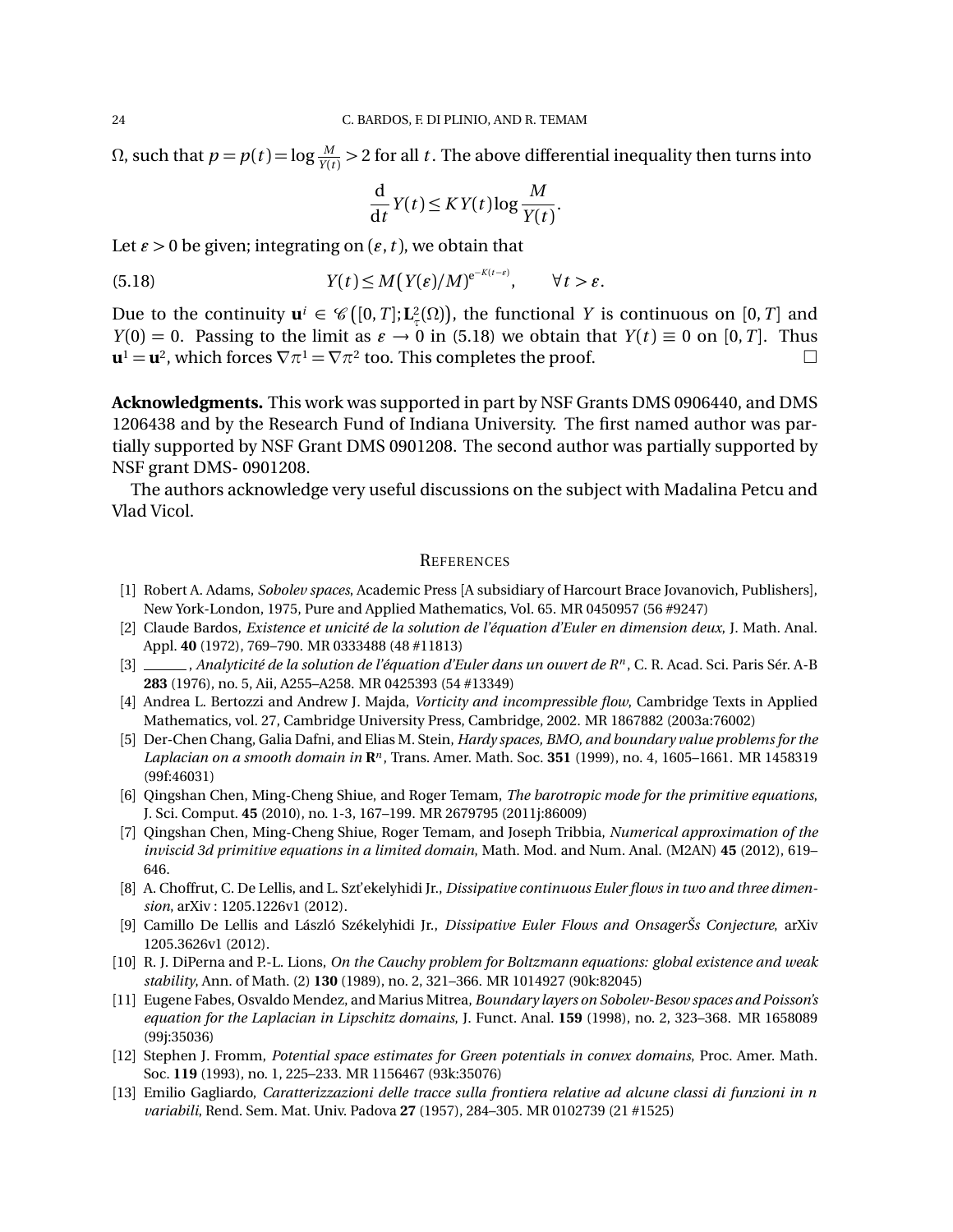$\Omega$, such that $p = p(t) = \log \frac{M}{Y(t)} > 2$ for all $t$. The above differential inequality then turns into

$$\frac{\mathrm{d}}{\mathrm{d}t} Y(t) \leq K Y(t) \log \frac{M}{Y(t)}.$$

Let $\varepsilon > 0$ be given; integrating on $(\varepsilon, t)$, we obtain that

$$Y(t) \leq M\big(Y(\varepsilon)/M\big)^{e^{-K(t-\varepsilon)}}, \qquad \forall t > \varepsilon. \tag{5.18}$$

Due to the continuity $\mathbf{u}^i \in \mathscr{C}\big([0,T];\mathbf{L}^2_\tau(\Omega)\big)$, the functional $Y$ is continuous on $[0,T]$ and $Y(0) = 0$. Passing to the limit as $\varepsilon \to 0$ in (5.18) we obtain that $Y(t) \equiv 0$ on $[0,T]$. Thus $\mathbf{u}^1 = \mathbf{u}^2$, which forces $\nabla\pi^1 = \nabla\pi^2$ too. This completes the proof. □

**Acknowledgments.** This work was supported in part by NSF Grants DMS 0906440, and DMS 1206438 and by the Research Fund of Indiana University. The first named author was partially supported by NSF Grant DMS 0901208. The second author was partially supported by NSF grant DMS- 0901208.

The authors acknowledge very useful discussions on the subject with Madalina Petcu and Vlad Vicol.

## References

[1] Robert A. Adams, *Sobolev spaces*, Academic Press [A subsidiary of Harcourt Brace Jovanovich, Publishers], New York-London, 1975, Pure and Applied Mathematics, Vol. 65. MR 0450957 (56 #9247)

[2] Claude Bardos, *Existence et unicité de la solution de l'équation d'Euler en dimension deux*, J. Math. Anal. Appl. **40** (1972), 769–790. MR 0333488 (48 #11813)

[3] ______, *Analyticité de la solution de l'équation d'Euler dans un ouvert de $R^n$*, C. R. Acad. Sci. Paris Sér. A-B **283** (1976), no. 5, Aii, A255–A258. MR 0425393 (54 #13349)

[4] Andrea L. Bertozzi and Andrew J. Majda, *Vorticity and incompressible flow*, Cambridge Texts in Applied Mathematics, vol. 27, Cambridge University Press, Cambridge, 2002. MR 1867882 (2003a:76002)

[5] Der-Chen Chang, Galia Dafni, and Elias M. Stein, *Hardy spaces, BMO, and boundary value problems for the Laplacian on a smooth domain in* $\mathbf{R}^n$, Trans. Amer. Math. Soc. **351** (1999), no. 4, 1605–1661. MR 1458319 (99f:46031)

[6] Qingshan Chen, Ming-Cheng Shiue, and Roger Temam, *The barotropic mode for the primitive equations*, J. Sci. Comput. **45** (2010), no. 1-3, 167–199. MR 2679795 (2011j:86009)

[7] Qingshan Chen, Ming-Cheng Shiue, Roger Temam, and Joseph Tribbia, *Numerical approximation of the inviscid 3d primitive equations in a limited domain*, Math. Mod. and Num. Anal. (M2AN) **45** (2012), 619–646.

[8] A. Choffrut, C. De Lellis, and L. Szt'ekelyhidi Jr., *Dissipative continuous Euler flows in two and three dimension*, arXiv : 1205.1226v1 (2012).

[9] Camillo De Lellis and László Székelyhidi Jr., *Dissipative Euler Flows and OnsagerŠs Conjecture*, arXiv 1205.3626v1 (2012).

[10] R. J. DiPerna and P.-L. Lions, *On the Cauchy problem for Boltzmann equations: global existence and weak stability*, Ann. of Math. (2) **130** (1989), no. 2, 321–366. MR 1014927 (90k:82045)

[11] Eugene Fabes, Osvaldo Mendez, and Marius Mitrea, *Boundary layers on Sobolev-Besov spaces and Poisson's equation for the Laplacian in Lipschitz domains*, J. Funct. Anal. **159** (1998), no. 2, 323–368. MR 1658089 (99j:35036)

[12] Stephen J. Fromm, *Potential space estimates for Green potentials in convex domains*, Proc. Amer. Math. Soc. **119** (1993), no. 1, 225–233. MR 1156467 (93k:35076)

[13] Emilio Gagliardo, *Caratterizzazioni delle tracce sulla frontiera relative ad alcune classi di funzioni in n variabili*, Rend. Sem. Mat. Univ. Padova **27** (1957), 284–305. MR 0102739 (21 #1525)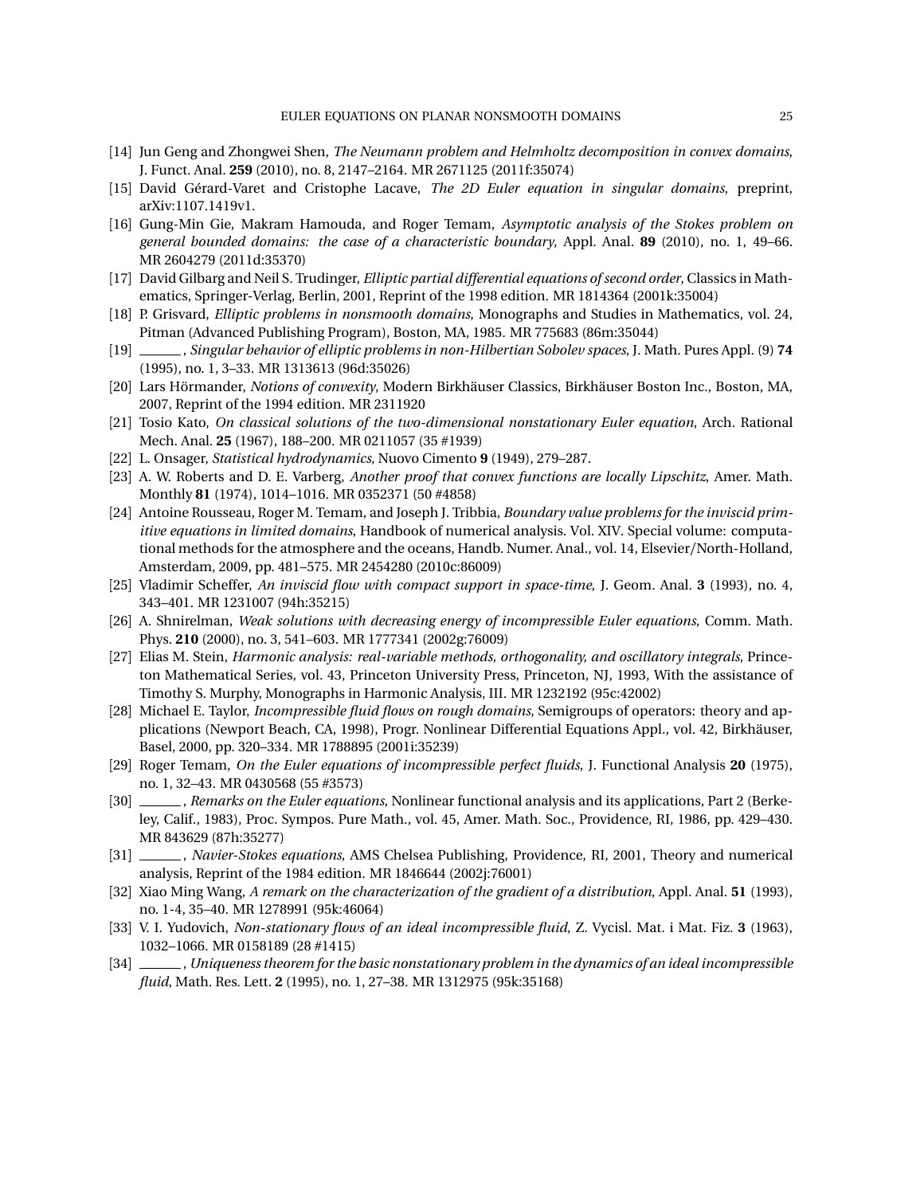[14] Jun Geng and Zhongwei Shen, *The Neumann problem and Helmholtz decomposition in convex domains*, J. Funct. Anal. **259** (2010), no. 8, 2147–2164. MR 2671125 (2011f:35074)

[15] David Gérard-Varet and Cristophe Lacave, *The 2D Euler equation in singular domains*, preprint, arXiv:1107.1419v1.

[16] Gung-Min Gie, Makram Hamouda, and Roger Temam, *Asymptotic analysis of the Stokes problem on general bounded domains: the case of a characteristic boundary*, Appl. Anal. **89** (2010), no. 1, 49–66. MR 2604279 (2011d:35370)

[17] David Gilbarg and Neil S. Trudinger, *Elliptic partial differential equations of second order*, Classics in Mathematics, Springer-Verlag, Berlin, 2001, Reprint of the 1998 edition. MR 1814364 (2001k:35004)

[18] P. Grisvard, *Elliptic problems in nonsmooth domains*, Monographs and Studies in Mathematics, vol. 24, Pitman (Advanced Publishing Program), Boston, MA, 1985. MR 775683 (86m:35044)

[19] ______, *Singular behavior of elliptic problems in non-Hilbertian Sobolev spaces*, J. Math. Pures Appl. (9) **74** (1995), no. 1, 3–33. MR 1313613 (96d:35026)

[20] Lars Hörmander, *Notions of convexity*, Modern Birkhäuser Classics, Birkhäuser Boston Inc., Boston, MA, 2007, Reprint of the 1994 edition. MR 2311920

[21] Tosio Kato, *On classical solutions of the two-dimensional nonstationary Euler equation*, Arch. Rational Mech. Anal. **25** (1967), 188–200. MR 0211057 (35 #1939)

[22] L. Onsager, *Statistical hydrodynamics*, Nuovo Cimento **9** (1949), 279–287.

[23] A. W. Roberts and D. E. Varberg, *Another proof that convex functions are locally Lipschitz*, Amer. Math. Monthly **81** (1974), 1014–1016. MR 0352371 (50 #4858)

[24] Antoine Rousseau, Roger M. Temam, and Joseph J. Tribbia, *Boundary value problems for the inviscid primitive equations in limited domains*, Handbook of numerical analysis. Vol. XIV. Special volume: computational methods for the atmosphere and the oceans, Handb. Numer. Anal., vol. 14, Elsevier/North-Holland, Amsterdam, 2009, pp. 481–575. MR 2454280 (2010c:86009)

[25] Vladimir Scheffer, *An inviscid flow with compact support in space-time*, J. Geom. Anal. **3** (1993), no. 4, 343–401. MR 1231007 (94h:35215)

[26] A. Shnirelman, *Weak solutions with decreasing energy of incompressible Euler equations*, Comm. Math. Phys. **210** (2000), no. 3, 541–603. MR 1777341 (2002g:76009)

[27] Elias M. Stein, *Harmonic analysis: real-variable methods, orthogonality, and oscillatory integrals*, Princeton Mathematical Series, vol. 43, Princeton University Press, Princeton, NJ, 1993, With the assistance of Timothy S. Murphy, Monographs in Harmonic Analysis, III. MR 1232192 (95c:42002)

[28] Michael E. Taylor, *Incompressible fluid flows on rough domains*, Semigroups of operators: theory and applications (Newport Beach, CA, 1998), Progr. Nonlinear Differential Equations Appl., vol. 42, Birkhäuser, Basel, 2000, pp. 320–334. MR 1788895 (2001i:35239)

[29] Roger Temam, *On the Euler equations of incompressible perfect fluids*, J. Functional Analysis **20** (1975), no. 1, 32–43. MR 0430568 (55 #3573)

[30] ______, *Remarks on the Euler equations*, Nonlinear functional analysis and its applications, Part 2 (Berkeley, Calif., 1983), Proc. Sympos. Pure Math., vol. 45, Amer. Math. Soc., Providence, RI, 1986, pp. 429–430. MR 843629 (87h:35277)

[31] ______, *Navier-Stokes equations*, AMS Chelsea Publishing, Providence, RI, 2001, Theory and numerical analysis, Reprint of the 1984 edition. MR 1846644 (2002j:76001)

[32] Xiao Ming Wang, *A remark on the characterization of the gradient of a distribution*, Appl. Anal. **51** (1993), no. 1-4, 35–40. MR 1278991 (95k:46064)

[33] V. I. Yudovich, *Non-stationary flows of an ideal incompressible fluid*, Z. Vycisl. Mat. i Mat. Fiz. **3** (1963), 1032–1066. MR 0158189 (28 #1415)

[34] ______, *Uniqueness theorem for the basic nonstationary problem in the dynamics of an ideal incompressible fluid*, Math. Res. Lett. **2** (1995), no. 1, 27–38. MR 1312975 (95k:35168)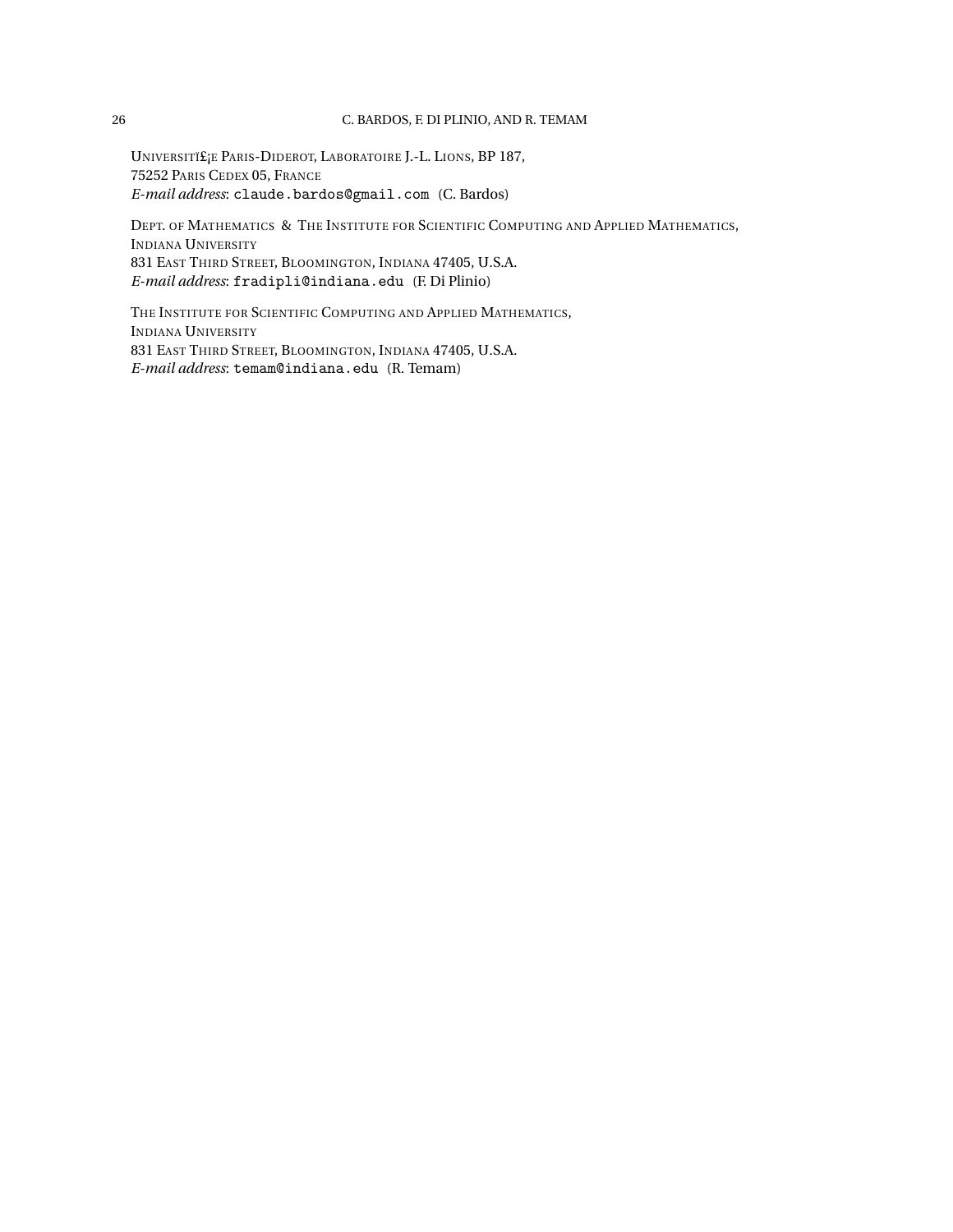UNIVERSITï£¡E PARIS-DIDEROT, LABORATOIRE J.-L. LIONS, BP 187,
75252 PARIS CEDEX 05, FRANCE
*E-mail address*: `claude.bardos@gmail.com` (C. Bardos)

DEPT. OF MATHEMATICS & THE INSTITUTE FOR SCIENTIFIC COMPUTING AND APPLIED MATHEMATICS,
INDIANA UNIVERSITY
831 EAST THIRD STREET, BLOOMINGTON, INDIANA 47405, U.S.A.
*E-mail address*: `fradipli@indiana.edu` (F. Di Plinio)

THE INSTITUTE FOR SCIENTIFIC COMPUTING AND APPLIED MATHEMATICS,
INDIANA UNIVERSITY
831 EAST THIRD STREET, BLOOMINGTON, INDIANA 47405, U.S.A.
*E-mail address*: `temam@indiana.edu` (R. Temam)